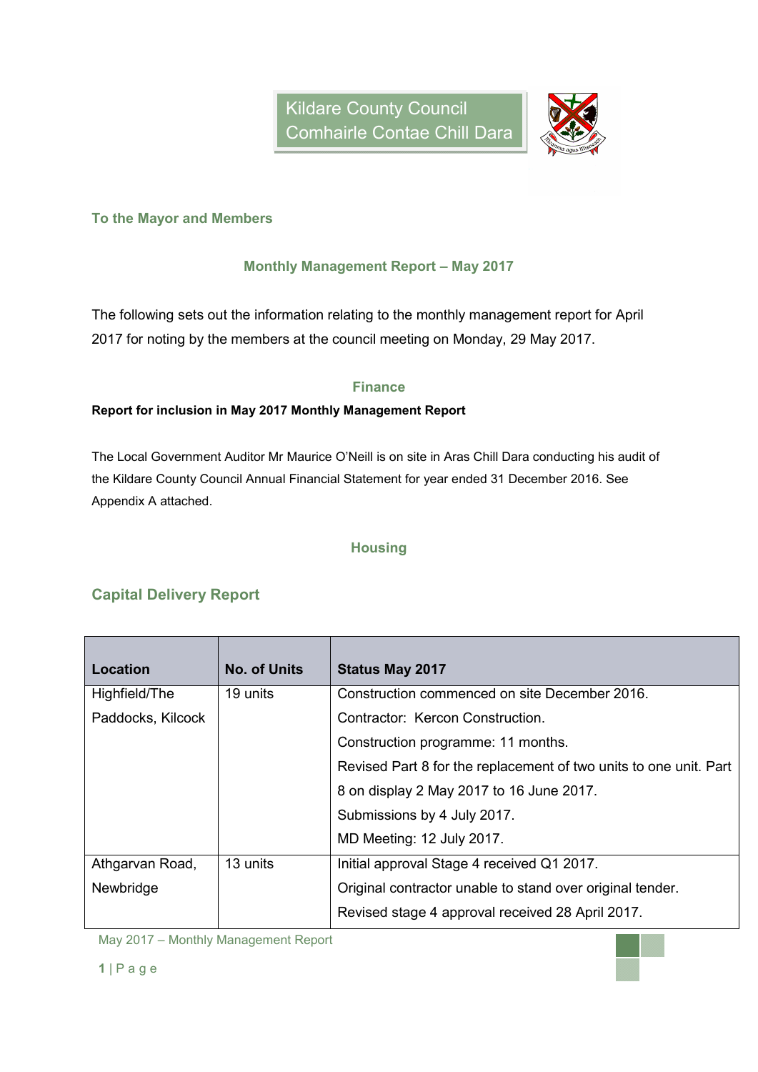Kildare County Council
Comhairle Contae Chill Dara

**To the Mayor and Members**

## Monthly Management Report – May 2017

The following sets out the information relating to the monthly management report for April 2017 for noting by the members at the council meeting on Monday, 29 May 2017.

## Finance

**Report for inclusion in May 2017 Monthly Management Report**

The Local Government Auditor Mr Maurice O'Neill is on site in Aras Chill Dara conducting his audit of the Kildare County Council Annual Financial Statement for year ended 31 December 2016. See Appendix A attached.

## Housing

### Capital Delivery Report

| Location | No. of Units | Status May 2017 |
|---|---|---|
| Highfield/The Paddocks, Kilcock | 19 units | Construction commenced on site December 2016. Contractor: Kercon Construction. Construction programme: 11 months. Revised Part 8 for the replacement of two units to one unit. Part 8 on display 2 May 2017 to 16 June 2017. Submissions by 4 July 2017. MD Meeting: 12 July 2017. |
| Athgarvan Road, Newbridge | 13 units | Initial approval Stage 4 received Q1 2017. Original contractor unable to stand over original tender. Revised stage 4 approval received 28 April 2017. |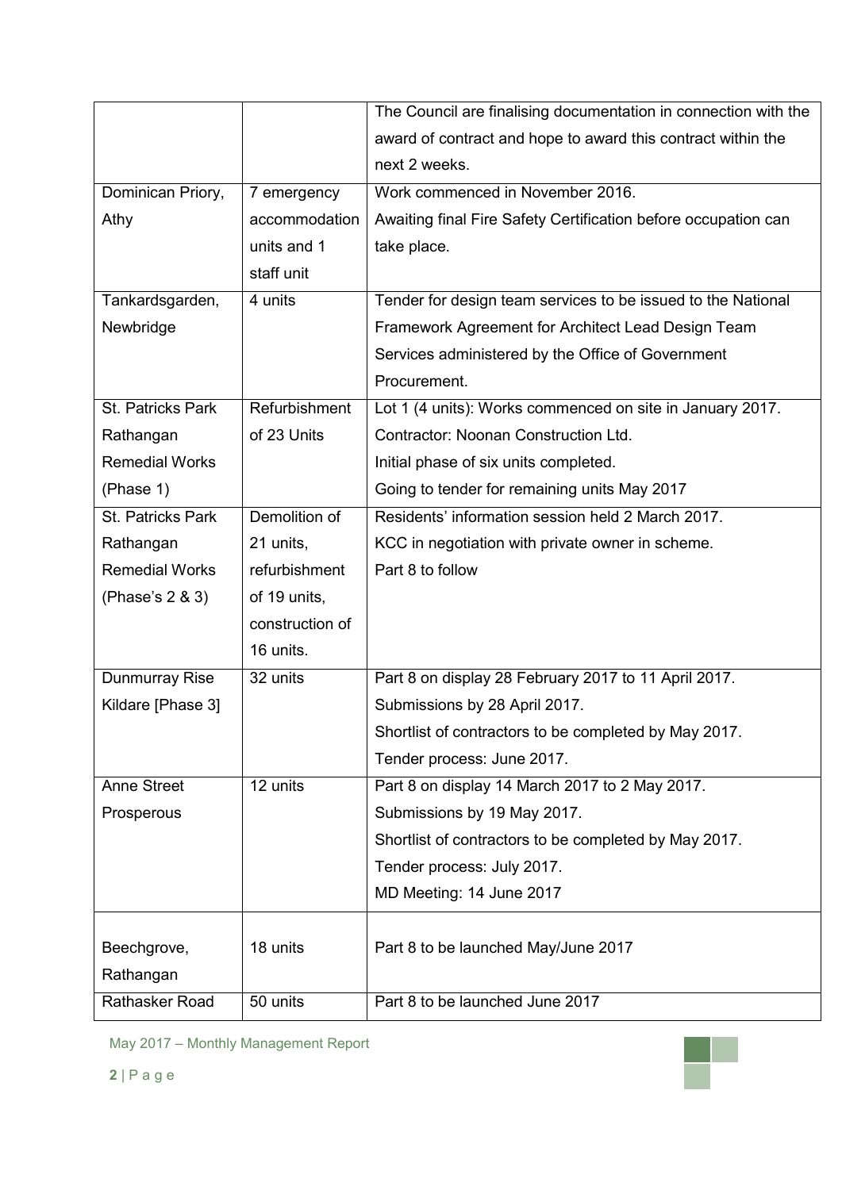| | | |
|---|---|---|
| | | The Council are finalising documentation in connection with the award of contract and hope to award this contract within the next 2 weeks. |
| Dominican Priory, Athy | 7 emergency accommodation units and 1 staff unit | Work commenced in November 2016.<br>Awaiting final Fire Safety Certification before occupation can take place. |
| Tankardsgarden, Newbridge | 4 units | Tender for design team services to be issued to the National Framework Agreement for Architect Lead Design Team Services administered by the Office of Government Procurement. |
| St. Patricks Park Rathangan Remedial Works (Phase 1) | Refurbishment of 23 Units | Lot 1 (4 units): Works commenced on site in January 2017.<br>Contractor: Noonan Construction Ltd.<br>Initial phase of six units completed.<br>Going to tender for remaining units May 2017 |
| St. Patricks Park Rathangan Remedial Works (Phase's 2 & 3) | Demolition of 21 units, refurbishment of 19 units, construction of 16 units. | Residents' information session held 2 March 2017.<br>KCC in negotiation with private owner in scheme.<br>Part 8 to follow |
| Dunmurray Rise Kildare [Phase 3] | 32 units | Part 8 on display 28 February 2017 to 11 April 2017.<br>Submissions by 28 April 2017.<br>Shortlist of contractors to be completed by May 2017.<br>Tender process: June 2017. |
| Anne Street Prosperous | 12 units | Part 8 on display 14 March 2017 to 2 May 2017.<br>Submissions by 19 May 2017.<br>Shortlist of contractors to be completed by May 2017.<br>Tender process: July 2017.<br>MD Meeting: 14 June 2017 |
| Beechgrove, Rathangan | 18 units | Part 8 to be launched May/June 2017 |
| Rathasker Road | 50 units | Part 8 to be launched June 2017 |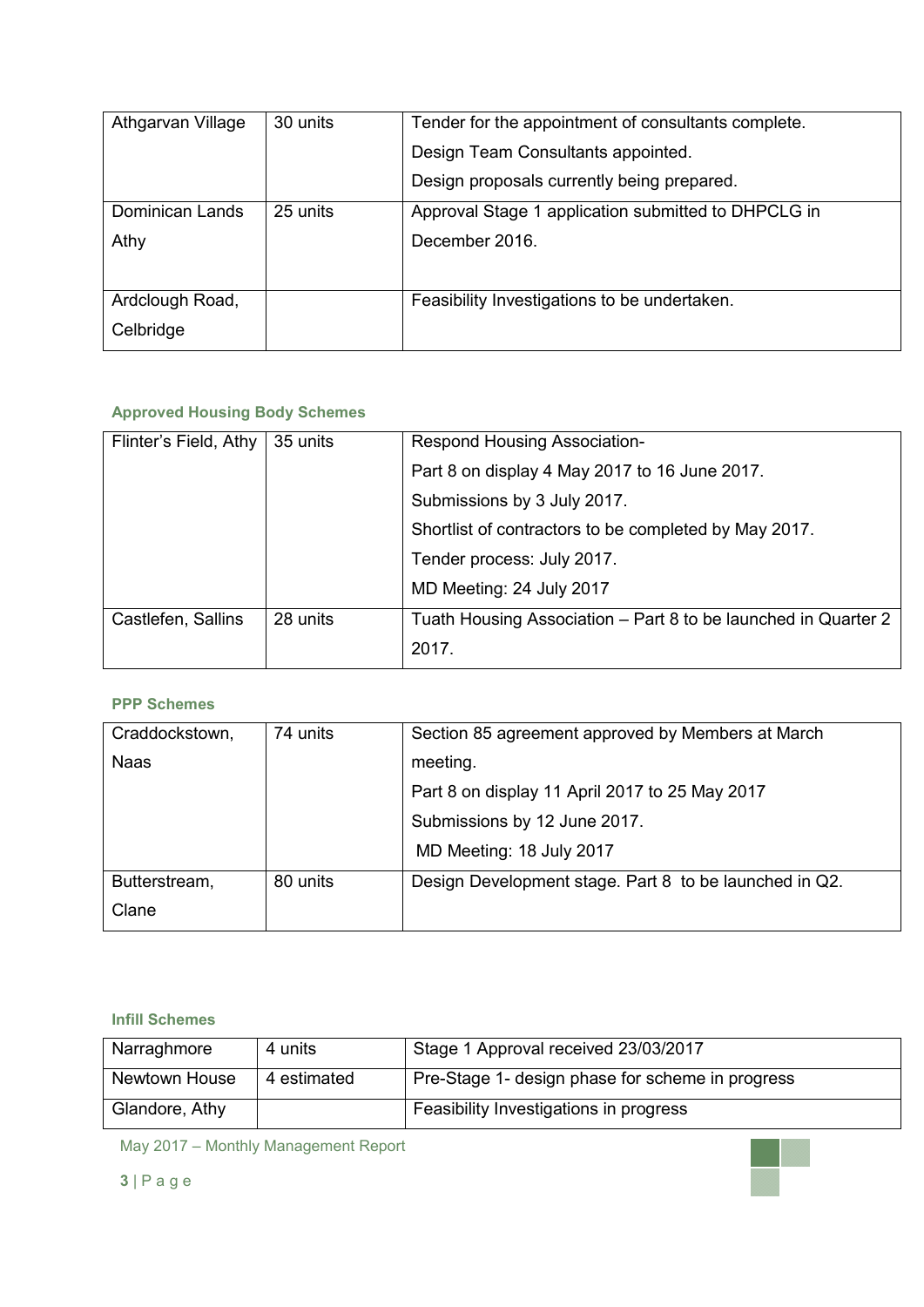| | | |
|---|---|---|
| Athgarvan Village | 30 units | Tender for the appointment of consultants complete.<br>Design Team Consultants appointed.<br>Design proposals currently being prepared. |
| Dominican Lands Athy | 25 units | Approval Stage 1 application submitted to DHPCLG in December 2016. |
| Ardclough Road, Celbridge | | Feasibility Investigations to be undertaken. |

### Approved Housing Body Schemes

| | | |
|---|---|---|
| Flinter's Field, Athy | 35 units | Respond Housing Association-<br>Part 8 on display 4 May 2017 to 16 June 2017.<br>Submissions by 3 July 2017.<br>Shortlist of contractors to be completed by May 2017.<br>Tender process: July 2017.<br>MD Meeting: 24 July 2017 |
| Castlefen, Sallins | 28 units | Tuath Housing Association – Part 8 to be launched in Quarter 2 2017. |

### PPP Schemes

| | | |
|---|---|---|
| Craddockstown, Naas | 74 units | Section 85 agreement approved by Members at March meeting.<br>Part 8 on display 11 April 2017 to 25 May 2017<br>Submissions by 12 June 2017.<br>MD Meeting: 18 July 2017 |
| Butterstream, Clane | 80 units | Design Development stage. Part 8 to be launched in Q2. |

### Infill Schemes

| | | |
|---|---|---|
| Narraghmore | 4 units | Stage 1 Approval received 23/03/2017 |
| Newtown House | 4 estimated | Pre-Stage 1- design phase for scheme in progress |
| Glandore, Athy | | Feasibility Investigations in progress |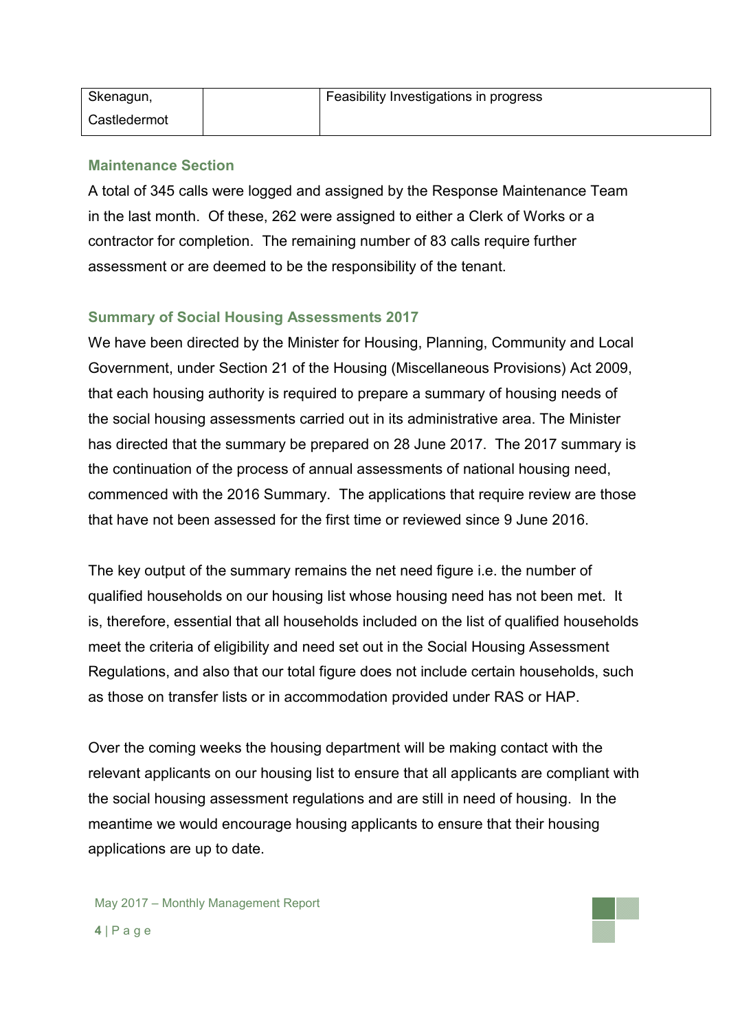| Skenagun, Castledermot | | Feasibility Investigations in progress |
|---|---|---|

### Maintenance Section

A total of 345 calls were logged and assigned by the Response Maintenance Team in the last month. Of these, 262 were assigned to either a Clerk of Works or a contractor for completion. The remaining number of 83 calls require further assessment or are deemed to be the responsibility of the tenant.

### Summary of Social Housing Assessments 2017

We have been directed by the Minister for Housing, Planning, Community and Local Government, under Section 21 of the Housing (Miscellaneous Provisions) Act 2009, that each housing authority is required to prepare a summary of housing needs of the social housing assessments carried out in its administrative area. The Minister has directed that the summary be prepared on 28 June 2017. The 2017 summary is the continuation of the process of annual assessments of national housing need, commenced with the 2016 Summary. The applications that require review are those that have not been assessed for the first time or reviewed since 9 June 2016.

The key output of the summary remains the net need figure i.e. the number of qualified households on our housing list whose housing need has not been met. It is, therefore, essential that all households included on the list of qualified households meet the criteria of eligibility and need set out in the Social Housing Assessment Regulations, and also that our total figure does not include certain households, such as those on transfer lists or in accommodation provided under RAS or HAP.

Over the coming weeks the housing department will be making contact with the relevant applicants on our housing list to ensure that all applicants are compliant with the social housing assessment regulations and are still in need of housing. In the meantime we would encourage housing applicants to ensure that their housing applications are up to date.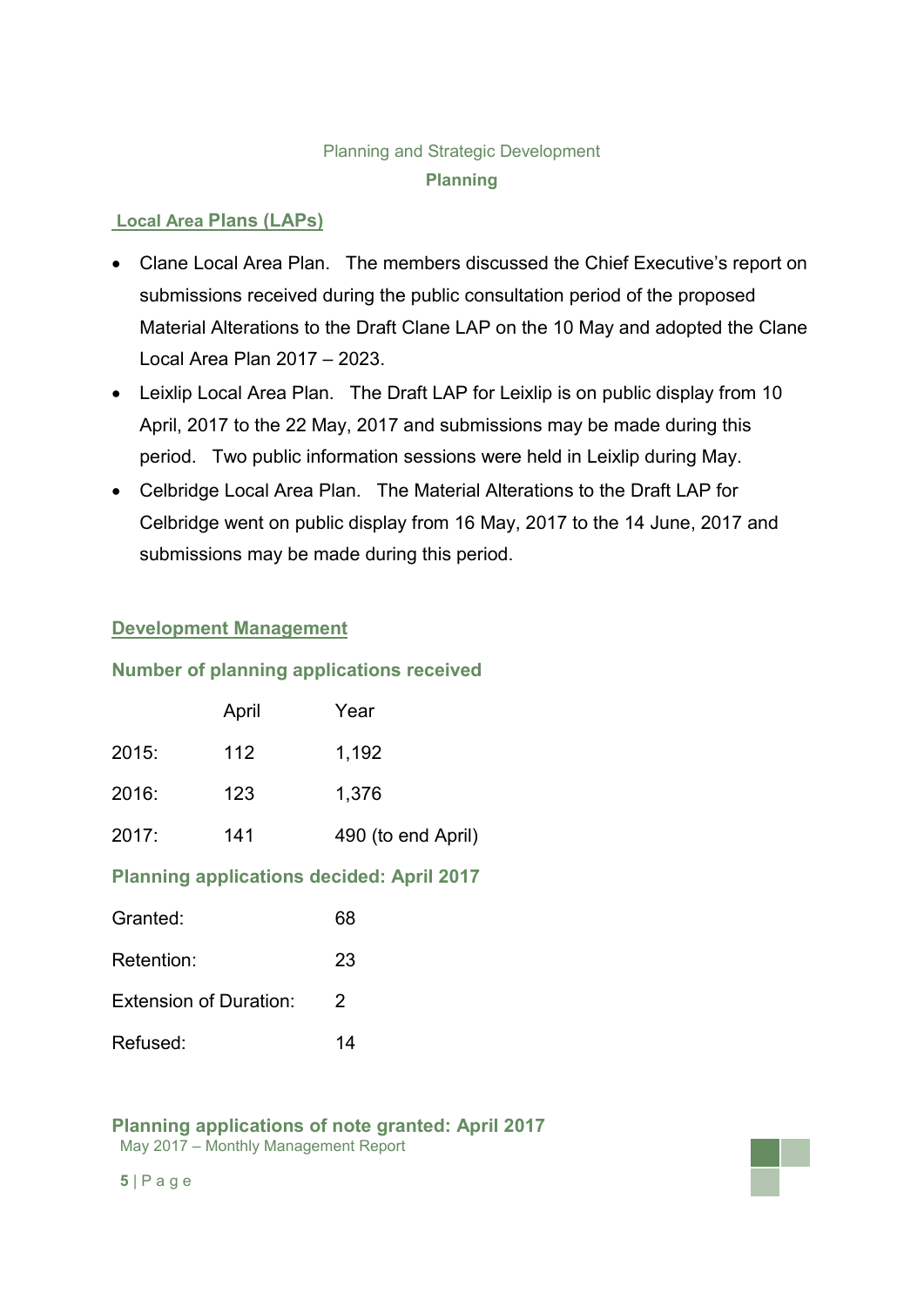Planning and Strategic Development

## Planning

### Local Area Plans (LAPs)

- Clane Local Area Plan. The members discussed the Chief Executive's report on submissions received during the public consultation period of the proposed Material Alterations to the Draft Clane LAP on the 10 May and adopted the Clane Local Area Plan 2017 – 2023.
- Leixlip Local Area Plan. The Draft LAP for Leixlip is on public display from 10 April, 2017 to the 22 May, 2017 and submissions may be made during this period. Two public information sessions were held in Leixlip during May.
- Celbridge Local Area Plan. The Material Alterations to the Draft LAP for Celbridge went on public display from 16 May, 2017 to the 14 June, 2017 and submissions may be made during this period.

### Development Management

#### Number of planning applications received

| | April | Year |
|---|---|---|
| 2015: | 112 | 1,192 |
| 2016: | 123 | 1,376 |
| 2017: | 141 | 490 (to end April) |

#### Planning applications decided: April 2017

| | |
|---|---|
| Granted: | 68 |
| Retention: | 23 |
| Extension of Duration: | 2 |
| Refused: | 14 |

#### Planning applications of note granted: April 2017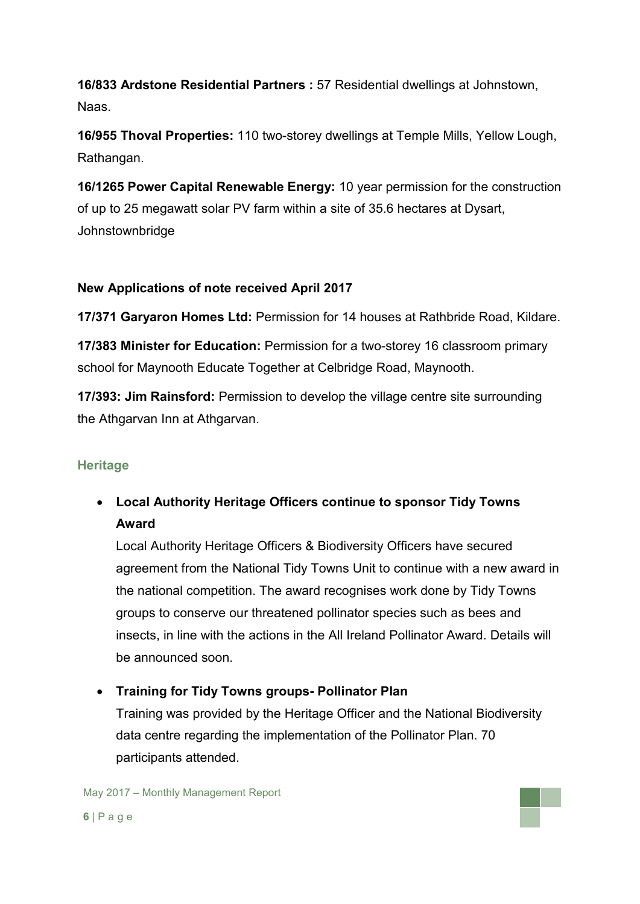**16/833 Ardstone Residential Partners :** 57 Residential dwellings at Johnstown, Naas.

**16/955 Thoval Properties:** 110 two-storey dwellings at Temple Mills, Yellow Lough, Rathangan.

**16/1265 Power Capital Renewable Energy:** 10 year permission for the construction of up to 25 megawatt solar PV farm within a site of 35.6 hectares at Dysart, Johnstownbridge

**New Applications of note received April 2017**

**17/371 Garyaron Homes Ltd:** Permission for 14 houses at Rathbride Road, Kildare.

**17/383 Minister for Education:** Permission for a two-storey 16 classroom primary school for Maynooth Educate Together at Celbridge Road, Maynooth.

**17/393: Jim Rainsford:** Permission to develop the village centre site surrounding the Athgarvan Inn at Athgarvan.

## Heritage

- **Local Authority Heritage Officers continue to sponsor Tidy Towns Award**
  Local Authority Heritage Officers & Biodiversity Officers have secured agreement from the National Tidy Towns Unit to continue with a new award in the national competition. The award recognises work done by Tidy Towns groups to conserve our threatened pollinator species such as bees and insects, in line with the actions in the All Ireland Pollinator Award. Details will be announced soon.

- **Training for Tidy Towns groups- Pollinator Plan**
  Training was provided by the Heritage Officer and the National Biodiversity data centre regarding the implementation of the Pollinator Plan. 70 participants attended.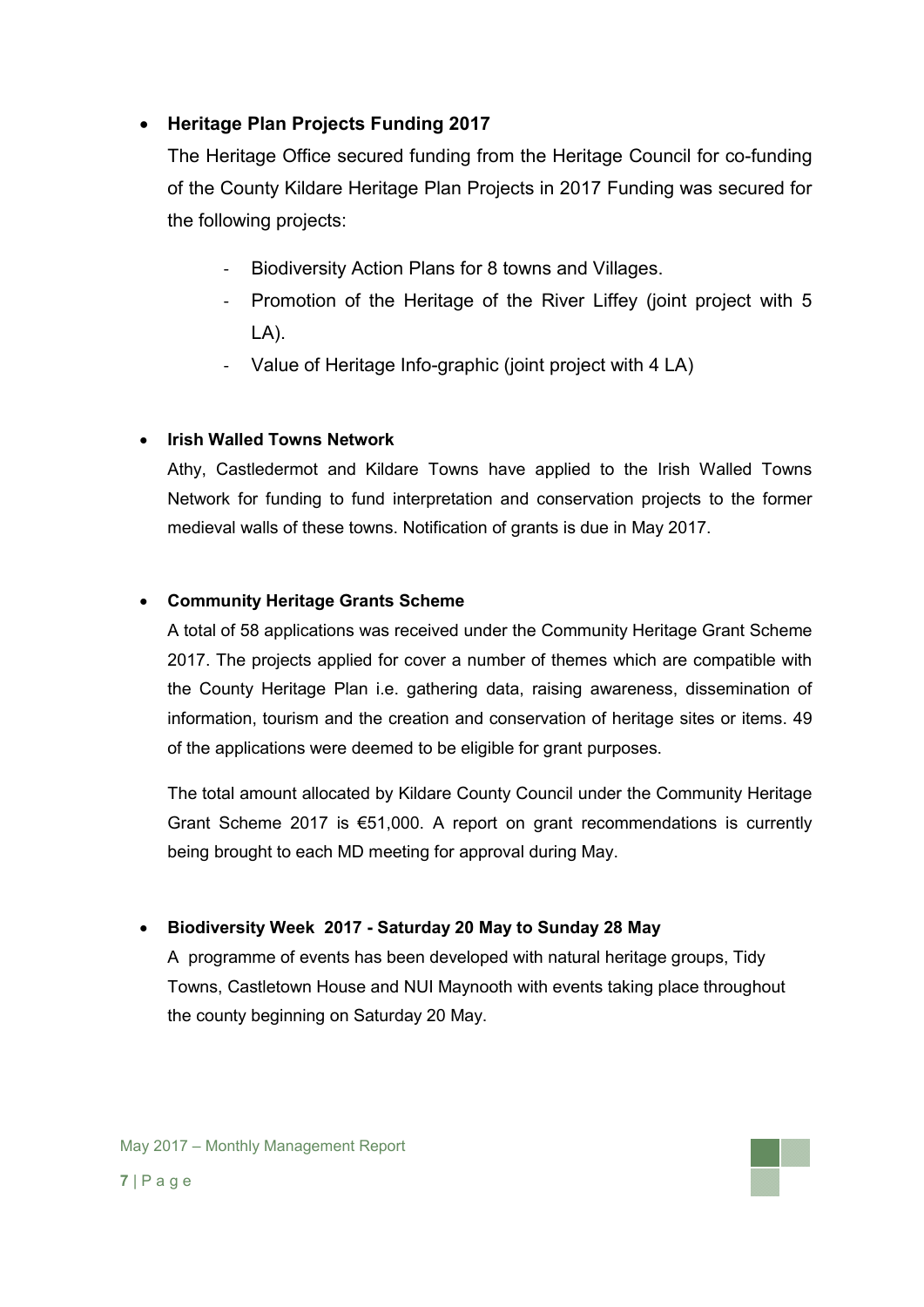- **Heritage Plan Projects Funding 2017**

  The Heritage Office secured funding from the Heritage Council for co-funding of the County Kildare Heritage Plan Projects in 2017 Funding was secured for the following projects:

  - Biodiversity Action Plans for 8 towns and Villages.
  - Promotion of the Heritage of the River Liffey (joint project with 5 LA).
  - Value of Heritage Info-graphic (joint project with 4 LA)

- **Irish Walled Towns Network**

  Athy, Castledermot and Kildare Towns have applied to the Irish Walled Towns Network for funding to fund interpretation and conservation projects to the former medieval walls of these towns. Notification of grants is due in May 2017.

- **Community Heritage Grants Scheme**

  A total of 58 applications was received under the Community Heritage Grant Scheme 2017. The projects applied for cover a number of themes which are compatible with the County Heritage Plan i.e. gathering data, raising awareness, dissemination of information, tourism and the creation and conservation of heritage sites or items. 49 of the applications were deemed to be eligible for grant purposes.

  The total amount allocated by Kildare County Council under the Community Heritage Grant Scheme 2017 is €51,000. A report on grant recommendations is currently being brought to each MD meeting for approval during May.

- **Biodiversity Week 2017 - Saturday 20 May to Sunday 28 May**

  A programme of events has been developed with natural heritage groups, Tidy Towns, Castletown House and NUI Maynooth with events taking place throughout the county beginning on Saturday 20 May.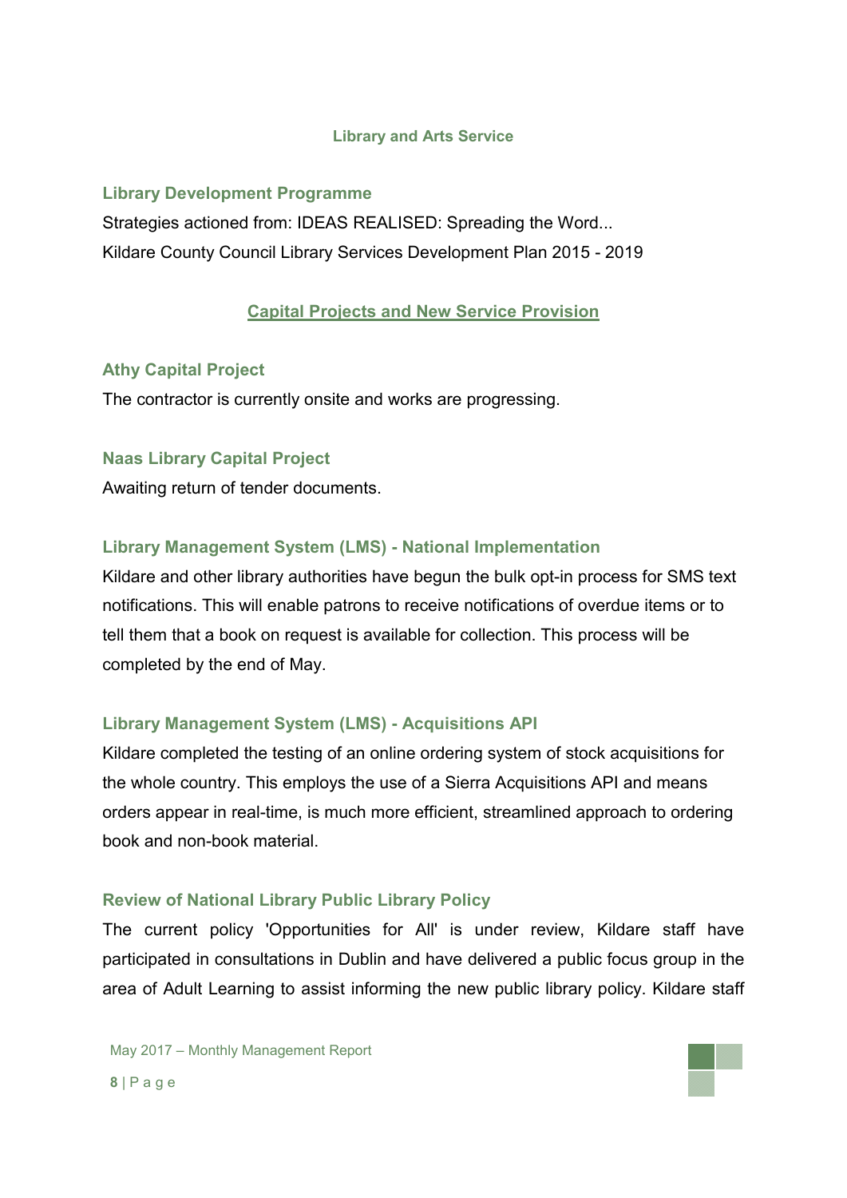## Library and Arts Service

### Library Development Programme

Strategies actioned from: IDEAS REALISED: Spreading the Word...
Kildare County Council Library Services Development Plan 2015 - 2019

## Capital Projects and New Service Provision

### Athy Capital Project

The contractor is currently onsite and works are progressing.

### Naas Library Capital Project

Awaiting return of tender documents.

### Library Management System (LMS) - National Implementation

Kildare and other library authorities have begun the bulk opt-in process for SMS text notifications. This will enable patrons to receive notifications of overdue items or to tell them that a book on request is available for collection. This process will be completed by the end of May.

### Library Management System (LMS) - Acquisitions API

Kildare completed the testing of an online ordering system of stock acquisitions for the whole country. This employs the use of a Sierra Acquisitions API and means orders appear in real-time, is much more efficient, streamlined approach to ordering book and non-book material.

### Review of National Library Public Library Policy

The current policy 'Opportunities for All' is under review, Kildare staff have participated in consultations in Dublin and have delivered a public focus group in the area of Adult Learning to assist informing the new public library policy. Kildare staff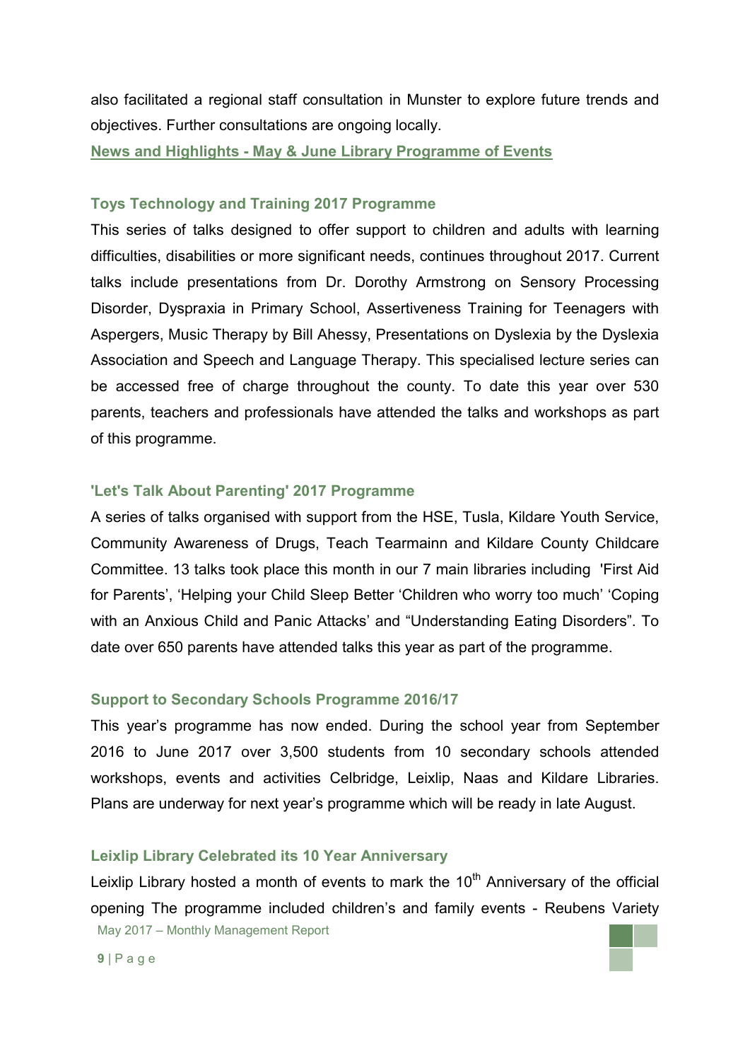also facilitated a regional staff consultation in Munster to explore future trends and objectives. Further consultations are ongoing locally.

**News and Highlights - May & June Library Programme of Events**

### Toys Technology and Training 2017 Programme

This series of talks designed to offer support to children and adults with learning difficulties, disabilities or more significant needs, continues throughout 2017. Current talks include presentations from Dr. Dorothy Armstrong on Sensory Processing Disorder, Dyspraxia in Primary School, Assertiveness Training for Teenagers with Aspergers, Music Therapy by Bill Ahessy, Presentations on Dyslexia by the Dyslexia Association and Speech and Language Therapy. This specialised lecture series can be accessed free of charge throughout the county. To date this year over 530 parents, teachers and professionals have attended the talks and workshops as part of this programme.

### 'Let's Talk About Parenting' 2017 Programme

A series of talks organised with support from the HSE, Tusla, Kildare Youth Service, Community Awareness of Drugs, Teach Tearmainn and Kildare County Childcare Committee. 13 talks took place this month in our 7 main libraries including 'First Aid for Parents', 'Helping your Child Sleep Better 'Children who worry too much' 'Coping with an Anxious Child and Panic Attacks' and "Understanding Eating Disorders". To date over 650 parents have attended talks this year as part of the programme.

### Support to Secondary Schools Programme 2016/17

This year's programme has now ended. During the school year from September 2016 to June 2017 over 3,500 students from 10 secondary schools attended workshops, events and activities Celbridge, Leixlip, Naas and Kildare Libraries. Plans are underway for next year's programme which will be ready in late August.

### Leixlip Library Celebrated its 10 Year Anniversary

Leixlip Library hosted a month of events to mark the 10th Anniversary of the official opening The programme included children's and family events - Reubens Variety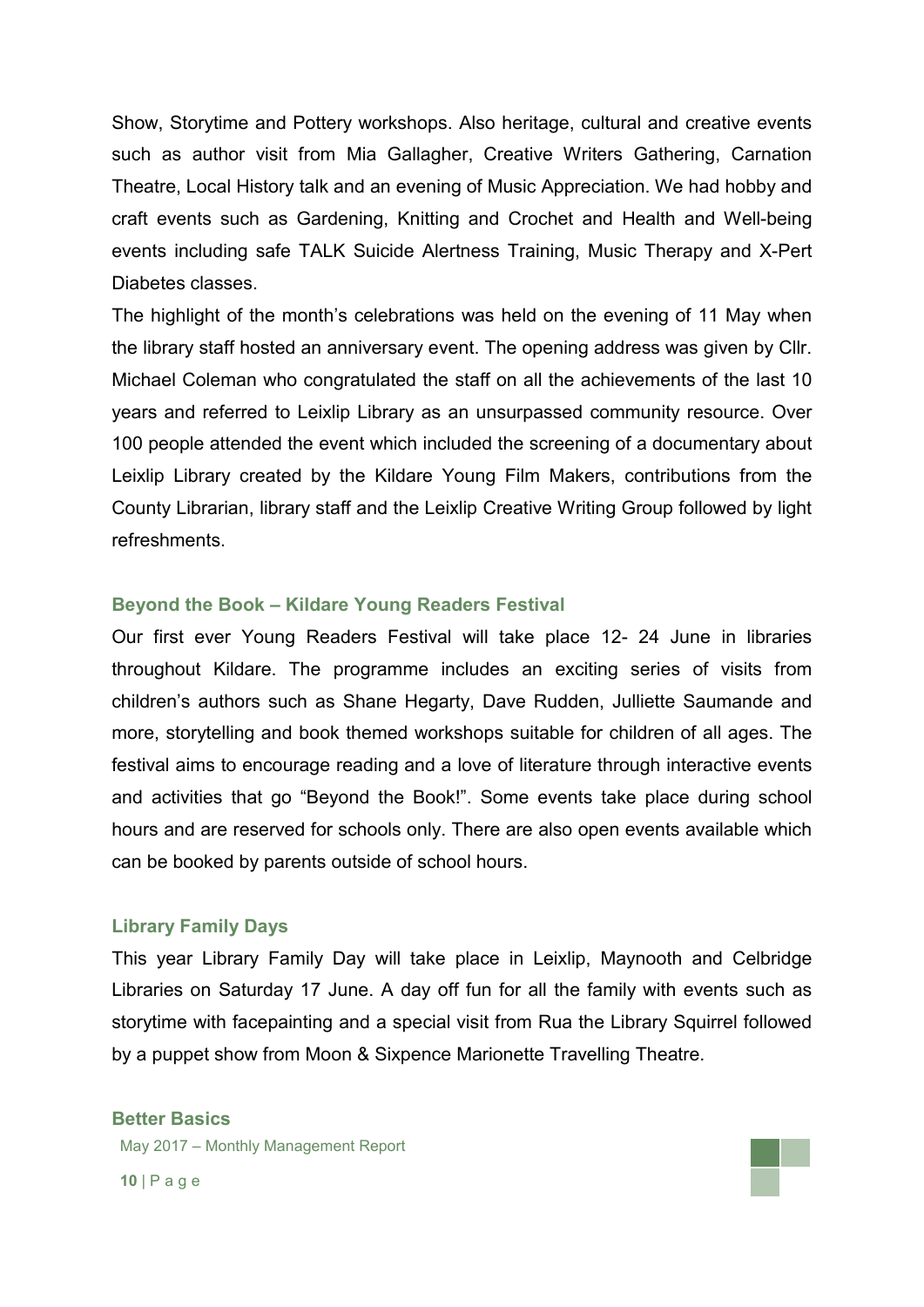Show, Storytime and Pottery workshops. Also heritage, cultural and creative events such as author visit from Mia Gallagher, Creative Writers Gathering, Carnation Theatre, Local History talk and an evening of Music Appreciation. We had hobby and craft events such as Gardening, Knitting and Crochet and Health and Well-being events including safe TALK Suicide Alertness Training, Music Therapy and X-Pert Diabetes classes.

The highlight of the month's celebrations was held on the evening of 11 May when the library staff hosted an anniversary event. The opening address was given by Cllr. Michael Coleman who congratulated the staff on all the achievements of the last 10 years and referred to Leixlip Library as an unsurpassed community resource. Over 100 people attended the event which included the screening of a documentary about Leixlip Library created by the Kildare Young Film Makers, contributions from the County Librarian, library staff and the Leixlip Creative Writing Group followed by light refreshments.

### Beyond the Book – Kildare Young Readers Festival

Our first ever Young Readers Festival will take place 12- 24 June in libraries throughout Kildare. The programme includes an exciting series of visits from children's authors such as Shane Hegarty, Dave Rudden, Julliette Saumande and more, storytelling and book themed workshops suitable for children of all ages. The festival aims to encourage reading and a love of literature through interactive events and activities that go "Beyond the Book!". Some events take place during school hours and are reserved for schools only. There are also open events available which can be booked by parents outside of school hours.

### Library Family Days

This year Library Family Day will take place in Leixlip, Maynooth and Celbridge Libraries on Saturday 17 June. A day off fun for all the family with events such as storytime with facepainting and a special visit from Rua the Library Squirrel followed by a puppet show from Moon & Sixpence Marionette Travelling Theatre.

### Better Basics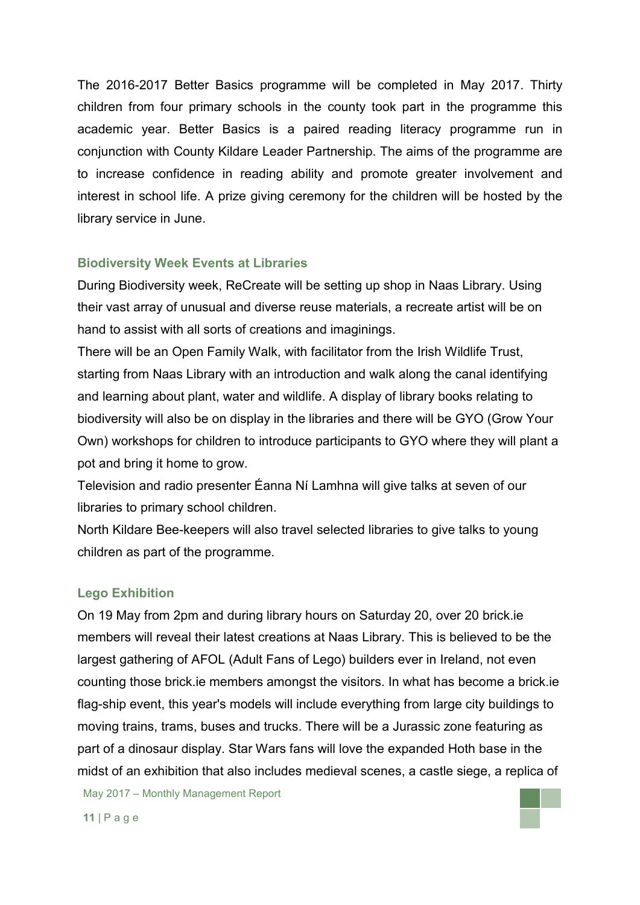The 2016-2017 Better Basics programme will be completed in May 2017. Thirty children from four primary schools in the county took part in the programme this academic year. Better Basics is a paired reading literacy programme run in conjunction with County Kildare Leader Partnership. The aims of the programme are to increase confidence in reading ability and promote greater involvement and interest in school life. A prize giving ceremony for the children will be hosted by the library service in June.

### Biodiversity Week Events at Libraries

During Biodiversity week, ReCreate will be setting up shop in Naas Library. Using their vast array of unusual and diverse reuse materials, a recreate artist will be on hand to assist with all sorts of creations and imaginings.

There will be an Open Family Walk, with facilitator from the Irish Wildlife Trust, starting from Naas Library with an introduction and walk along the canal identifying and learning about plant, water and wildlife. A display of library books relating to biodiversity will also be on display in the libraries and there will be GYO (Grow Your Own) workshops for children to introduce participants to GYO where they will plant a pot and bring it home to grow.

Television and radio presenter Éanna Ní Lamhna will give talks at seven of our libraries to primary school children.

North Kildare Bee-keepers will also travel selected libraries to give talks to young children as part of the programme.

### Lego Exhibition

On 19 May from 2pm and during library hours on Saturday 20, over 20 brick.ie members will reveal their latest creations at Naas Library. This is believed to be the largest gathering of AFOL (Adult Fans of Lego) builders ever in Ireland, not even counting those brick.ie members amongst the visitors. In what has become a brick.ie flag-ship event, this year's models will include everything from large city buildings to moving trains, trams, buses and trucks. There will be a Jurassic zone featuring as part of a dinosaur display. Star Wars fans will love the expanded Hoth base in the midst of an exhibition that also includes medieval scenes, a castle siege, a replica of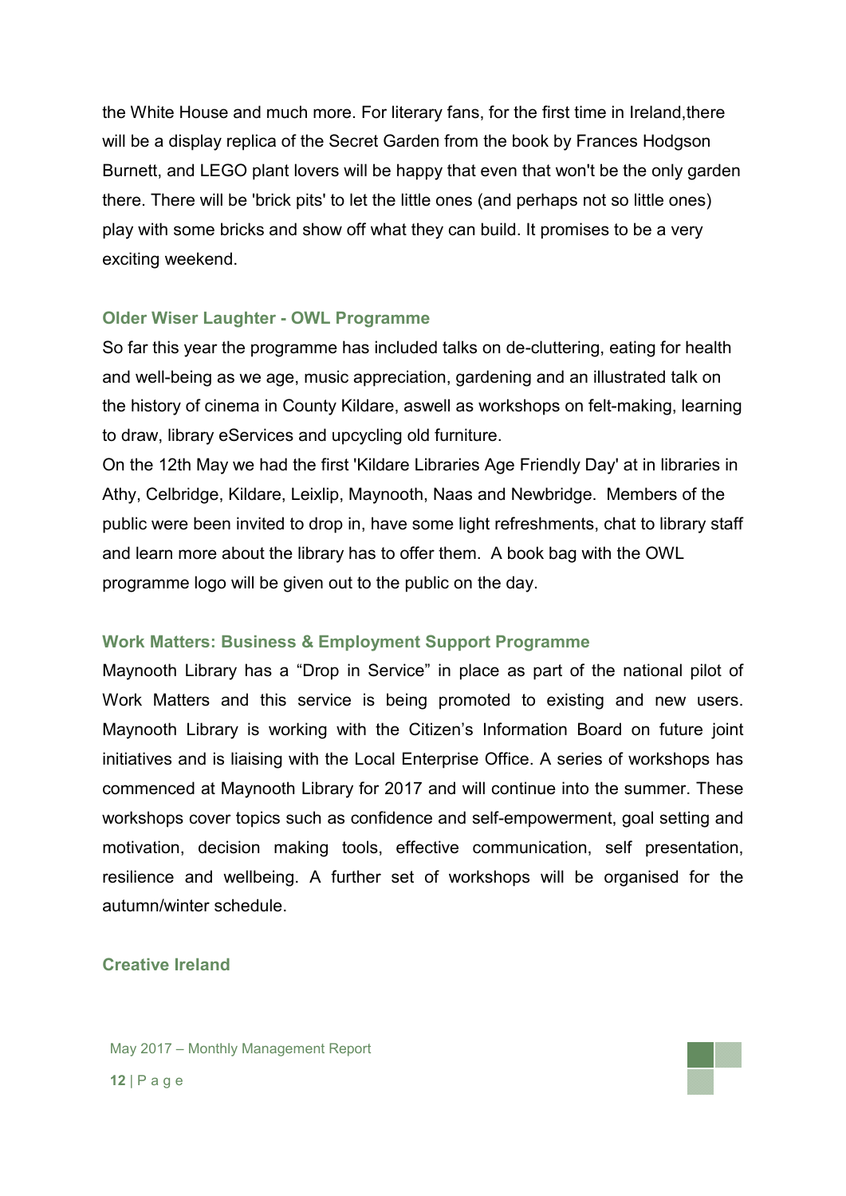the White House and much more. For literary fans, for the first time in Ireland,there will be a display replica of the Secret Garden from the book by Frances Hodgson Burnett, and LEGO plant lovers will be happy that even that won't be the only garden there. There will be 'brick pits' to let the little ones (and perhaps not so little ones) play with some bricks and show off what they can build. It promises to be a very exciting weekend.

### Older Wiser Laughter - OWL Programme

So far this year the programme has included talks on de-cluttering, eating for health and well-being as we age, music appreciation, gardening and an illustrated talk on the history of cinema in County Kildare, aswell as workshops on felt-making, learning to draw, library eServices and upcycling old furniture.

On the 12th May we had the first 'Kildare Libraries Age Friendly Day' at in libraries in Athy, Celbridge, Kildare, Leixlip, Maynooth, Naas and Newbridge. Members of the public were been invited to drop in, have some light refreshments, chat to library staff and learn more about the library has to offer them. A book bag with the OWL programme logo will be given out to the public on the day.

### Work Matters: Business & Employment Support Programme

Maynooth Library has a "Drop in Service" in place as part of the national pilot of Work Matters and this service is being promoted to existing and new users. Maynooth Library is working with the Citizen's Information Board on future joint initiatives and is liaising with the Local Enterprise Office. A series of workshops has commenced at Maynooth Library for 2017 and will continue into the summer. These workshops cover topics such as confidence and self-empowerment, goal setting and motivation, decision making tools, effective communication, self presentation, resilience and wellbeing. A further set of workshops will be organised for the autumn/winter schedule.

### Creative Ireland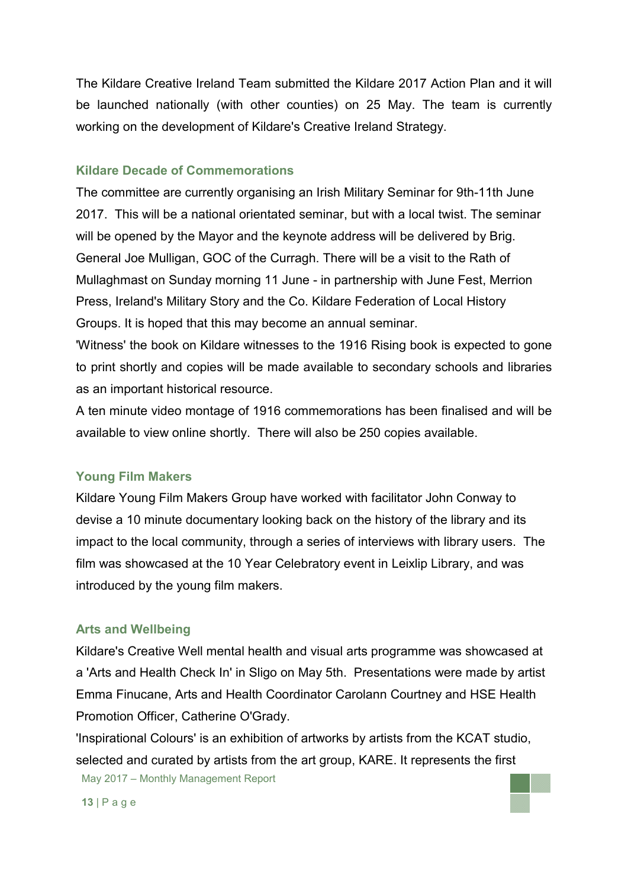The Kildare Creative Ireland Team submitted the Kildare 2017 Action Plan and it will be launched nationally (with other counties) on 25 May. The team is currently working on the development of Kildare's Creative Ireland Strategy.

### Kildare Decade of Commemorations

The committee are currently organising an Irish Military Seminar for 9th-11th June 2017. This will be a national orientated seminar, but with a local twist. The seminar will be opened by the Mayor and the keynote address will be delivered by Brig. General Joe Mulligan, GOC of the Curragh. There will be a visit to the Rath of Mullaghmast on Sunday morning 11 June - in partnership with June Fest, Merrion Press, Ireland's Military Story and the Co. Kildare Federation of Local History Groups. It is hoped that this may become an annual seminar.

'Witness' the book on Kildare witnesses to the 1916 Rising book is expected to gone to print shortly and copies will be made available to secondary schools and libraries as an important historical resource.

A ten minute video montage of 1916 commemorations has been finalised and will be available to view online shortly. There will also be 250 copies available.

### Young Film Makers

Kildare Young Film Makers Group have worked with facilitator John Conway to devise a 10 minute documentary looking back on the history of the library and its impact to the local community, through a series of interviews with library users. The film was showcased at the 10 Year Celebratory event in Leixlip Library, and was introduced by the young film makers.

### Arts and Wellbeing

Kildare's Creative Well mental health and visual arts programme was showcased at a 'Arts and Health Check In' in Sligo on May 5th. Presentations were made by artist Emma Finucane, Arts and Health Coordinator Carolann Courtney and HSE Health Promotion Officer, Catherine O'Grady.

'Inspirational Colours' is an exhibition of artworks by artists from the KCAT studio, selected and curated by artists from the art group, KARE. It represents the first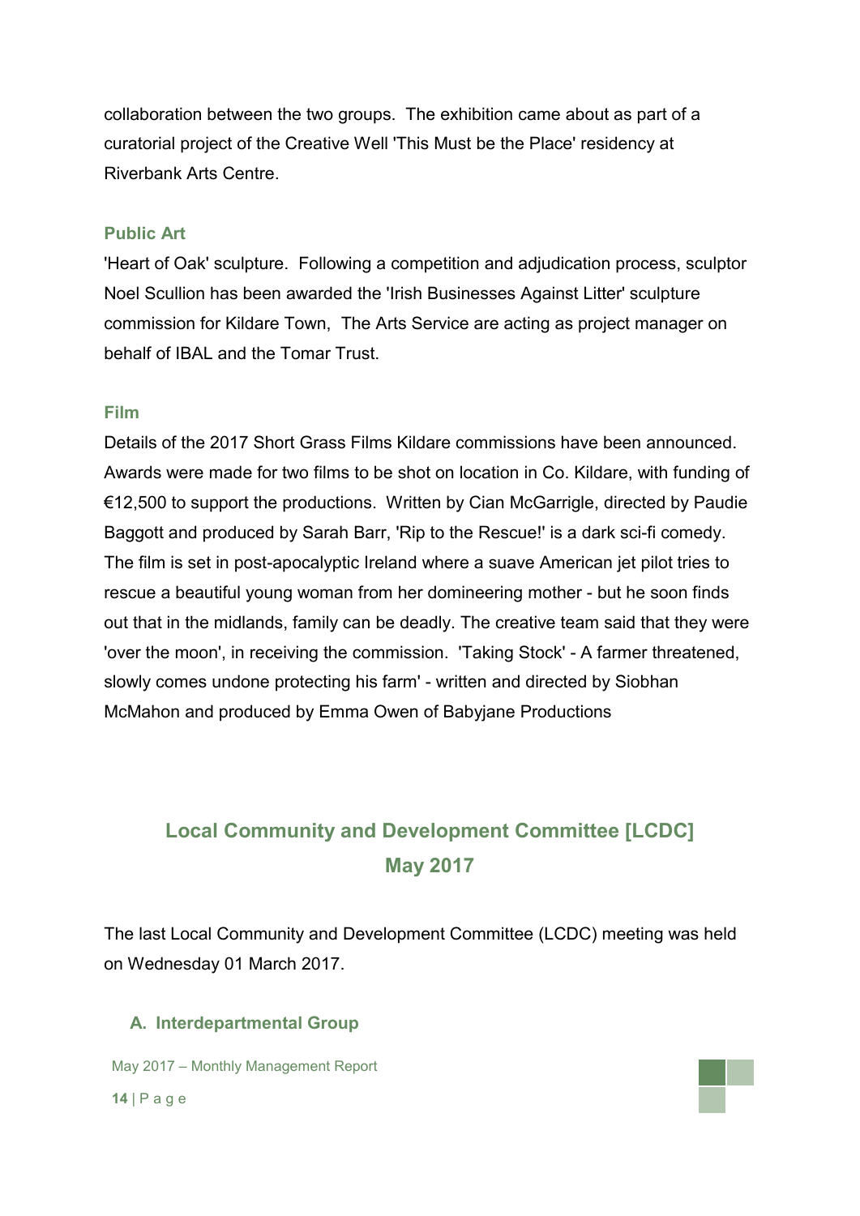collaboration between the two groups. The exhibition came about as part of a curatorial project of the Creative Well 'This Must be the Place' residency at Riverbank Arts Centre.

### Public Art

'Heart of Oak' sculpture. Following a competition and adjudication process, sculptor Noel Scullion has been awarded the 'Irish Businesses Against Litter' sculpture commission for Kildare Town, The Arts Service are acting as project manager on behalf of IBAL and the Tomar Trust.

### Film

Details of the 2017 Short Grass Films Kildare commissions have been announced. Awards were made for two films to be shot on location in Co. Kildare, with funding of €12,500 to support the productions. Written by Cian McGarrigle, directed by Paudie Baggott and produced by Sarah Barr, 'Rip to the Rescue!' is a dark sci-fi comedy. The film is set in post-apocalyptic Ireland where a suave American jet pilot tries to rescue a beautiful young woman from her domineering mother - but he soon finds out that in the midlands, family can be deadly. The creative team said that they were 'over the moon', in receiving the commission. 'Taking Stock' - A farmer threatened, slowly comes undone protecting his farm' - written and directed by Siobhan McMahon and produced by Emma Owen of Babyjane Productions

## Local Community and Development Committee [LCDC] May 2017

The last Local Community and Development Committee (LCDC) meeting was held on Wednesday 01 March 2017.

### A. Interdepartmental Group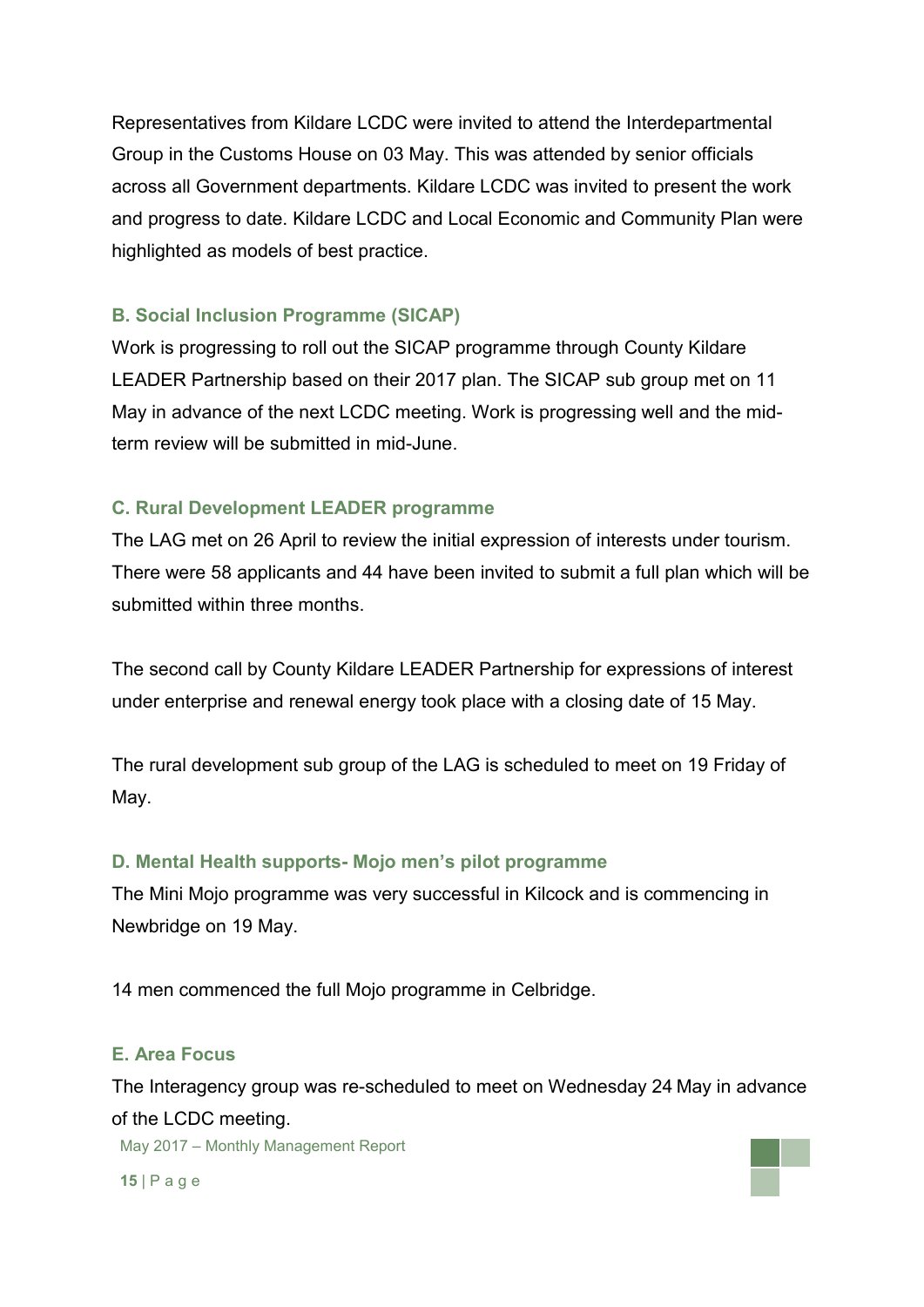Representatives from Kildare LCDC were invited to attend the Interdepartmental Group in the Customs House on 03 May. This was attended by senior officials across all Government departments. Kildare LCDC was invited to present the work and progress to date. Kildare LCDC and Local Economic and Community Plan were highlighted as models of best practice.

### B. Social Inclusion Programme (SICAP)

Work is progressing to roll out the SICAP programme through County Kildare LEADER Partnership based on their 2017 plan. The SICAP sub group met on 11 May in advance of the next LCDC meeting. Work is progressing well and the mid-term review will be submitted in mid-June.

### C. Rural Development LEADER programme

The LAG met on 26 April to review the initial expression of interests under tourism. There were 58 applicants and 44 have been invited to submit a full plan which will be submitted within three months.

The second call by County Kildare LEADER Partnership for expressions of interest under enterprise and renewal energy took place with a closing date of 15 May.

The rural development sub group of the LAG is scheduled to meet on 19 Friday of May.

### D. Mental Health supports- Mojo men's pilot programme

The Mini Mojo programme was very successful in Kilcock and is commencing in Newbridge on 19 May.

14 men commenced the full Mojo programme in Celbridge.

### E. Area Focus

The Interagency group was re-scheduled to meet on Wednesday 24 May in advance of the LCDC meeting.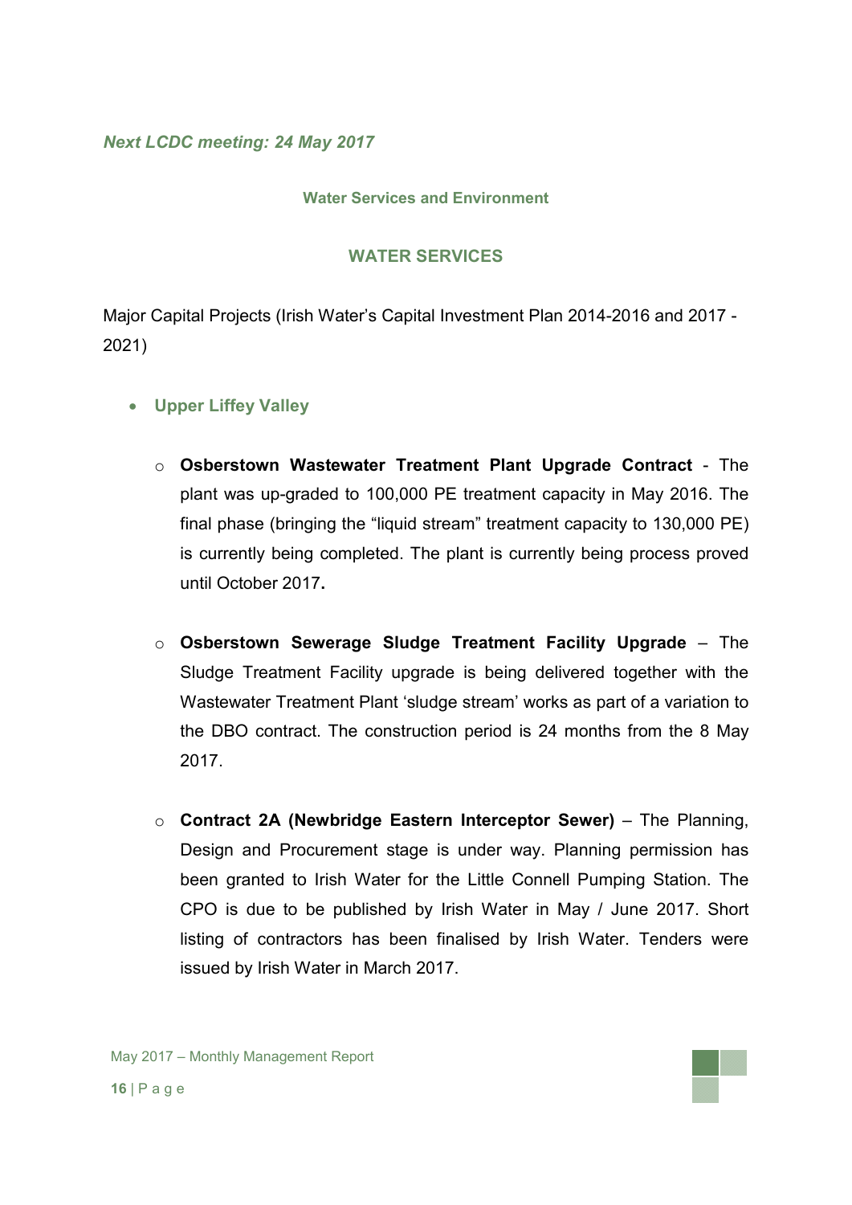*Next LCDC meeting: 24 May 2017*

### Water Services and Environment

## WATER SERVICES

Major Capital Projects (Irish Water's Capital Investment Plan 2014-2016 and 2017 - 2021)

- **Upper Liffey Valley**
  - **Osberstown Wastewater Treatment Plant Upgrade Contract** - The plant was up-graded to 100,000 PE treatment capacity in May 2016. The final phase (bringing the "liquid stream" treatment capacity to 130,000 PE) is currently being completed. The plant is currently being process proved until October 2017**.**
  - **Osberstown Sewerage Sludge Treatment Facility Upgrade** – The Sludge Treatment Facility upgrade is being delivered together with the Wastewater Treatment Plant 'sludge stream' works as part of a variation to the DBO contract. The construction period is 24 months from the 8 May 2017.
  - **Contract 2A (Newbridge Eastern Interceptor Sewer)** – The Planning, Design and Procurement stage is under way. Planning permission has been granted to Irish Water for the Little Connell Pumping Station. The CPO is due to be published by Irish Water in May / June 2017. Short listing of contractors has been finalised by Irish Water. Tenders were issued by Irish Water in March 2017.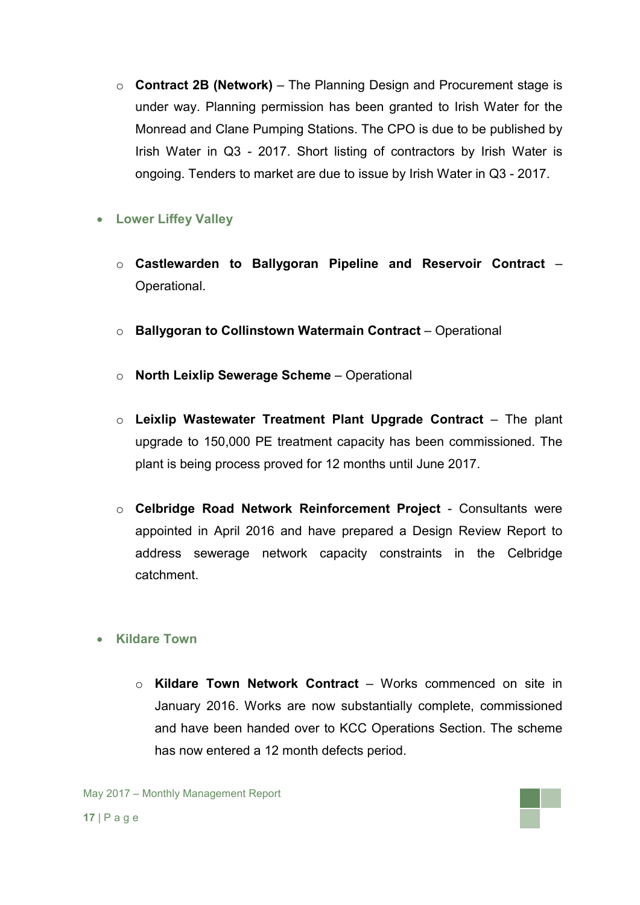- **Contract 2B (Network)** – The Planning Design and Procurement stage is under way. Planning permission has been granted to Irish Water for the Monread and Clane Pumping Stations. The CPO is due to be published by Irish Water in Q3 - 2017. Short listing of contractors by Irish Water is ongoing. Tenders to market are due to issue by Irish Water in Q3 - 2017.

- **Lower Liffey Valley**

  - **Castlewarden to Ballygoran Pipeline and Reservoir Contract** – Operational.

  - **Ballygoran to Collinstown Watermain Contract** – Operational

  - **North Leixlip Sewerage Scheme** – Operational

  - **Leixlip Wastewater Treatment Plant Upgrade Contract** – The plant upgrade to 150,000 PE treatment capacity has been commissioned. The plant is being process proved for 12 months until June 2017.

  - **Celbridge Road Network Reinforcement Project** - Consultants were appointed in April 2016 and have prepared a Design Review Report to address sewerage network capacity constraints in the Celbridge catchment.

- **Kildare Town**

  - **Kildare Town Network Contract** – Works commenced on site in January 2016. Works are now substantially complete, commissioned and have been handed over to KCC Operations Section. The scheme has now entered a 12 month defects period.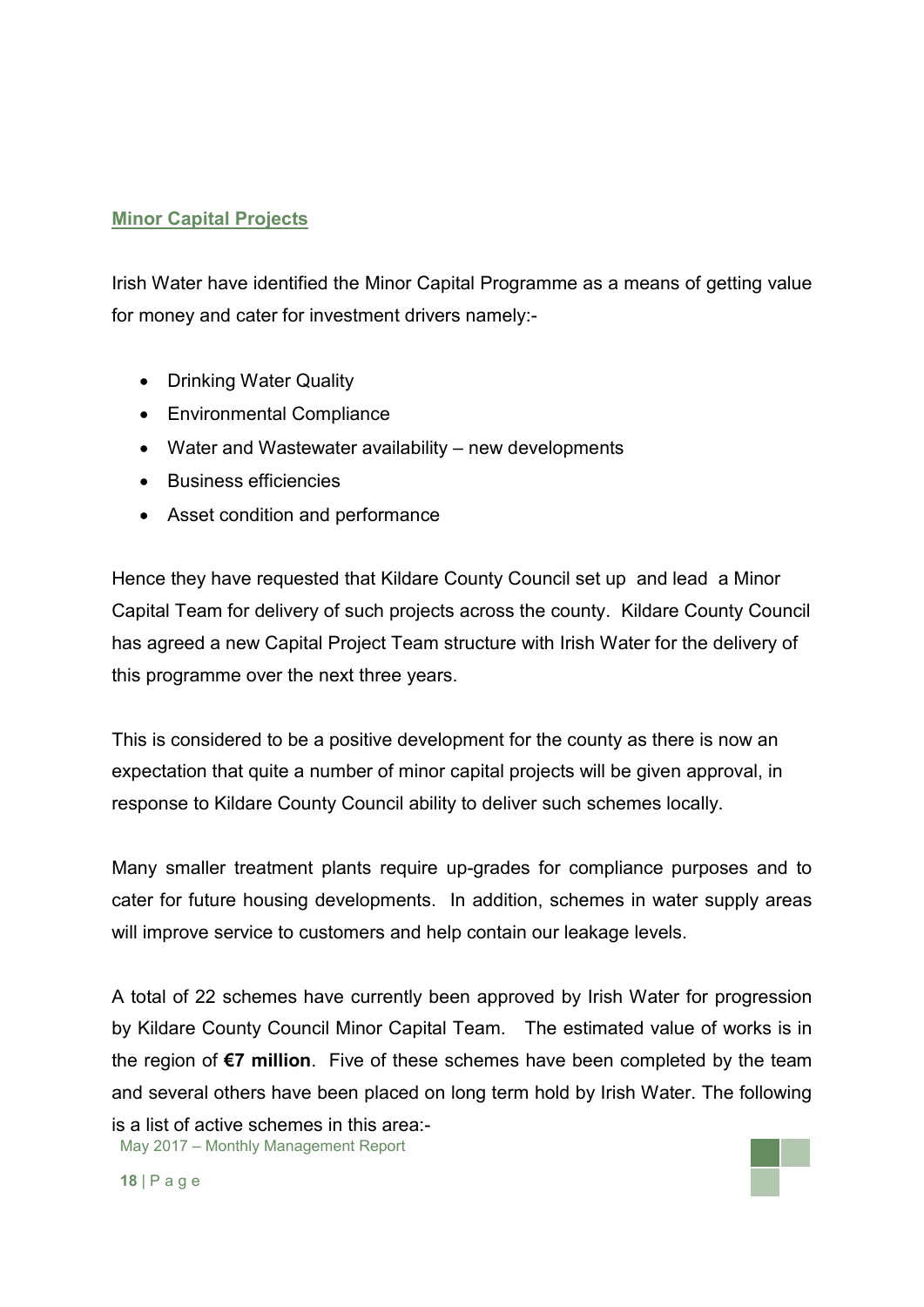## Minor Capital Projects

Irish Water have identified the Minor Capital Programme as a means of getting value for money and cater for investment drivers namely:-

- Drinking Water Quality
- Environmental Compliance
- Water and Wastewater availability – new developments
- Business efficiencies
- Asset condition and performance

Hence they have requested that Kildare County Council set up and lead a Minor Capital Team for delivery of such projects across the county. Kildare County Council has agreed a new Capital Project Team structure with Irish Water for the delivery of this programme over the next three years.

This is considered to be a positive development for the county as there is now an expectation that quite a number of minor capital projects will be given approval, in response to Kildare County Council ability to deliver such schemes locally.

Many smaller treatment plants require up-grades for compliance purposes and to cater for future housing developments. In addition, schemes in water supply areas will improve service to customers and help contain our leakage levels.

A total of 22 schemes have currently been approved by Irish Water for progression by Kildare County Council Minor Capital Team. The estimated value of works is in the region of **€7 million**. Five of these schemes have been completed by the team and several others have been placed on long term hold by Irish Water. The following is a list of active schemes in this area:-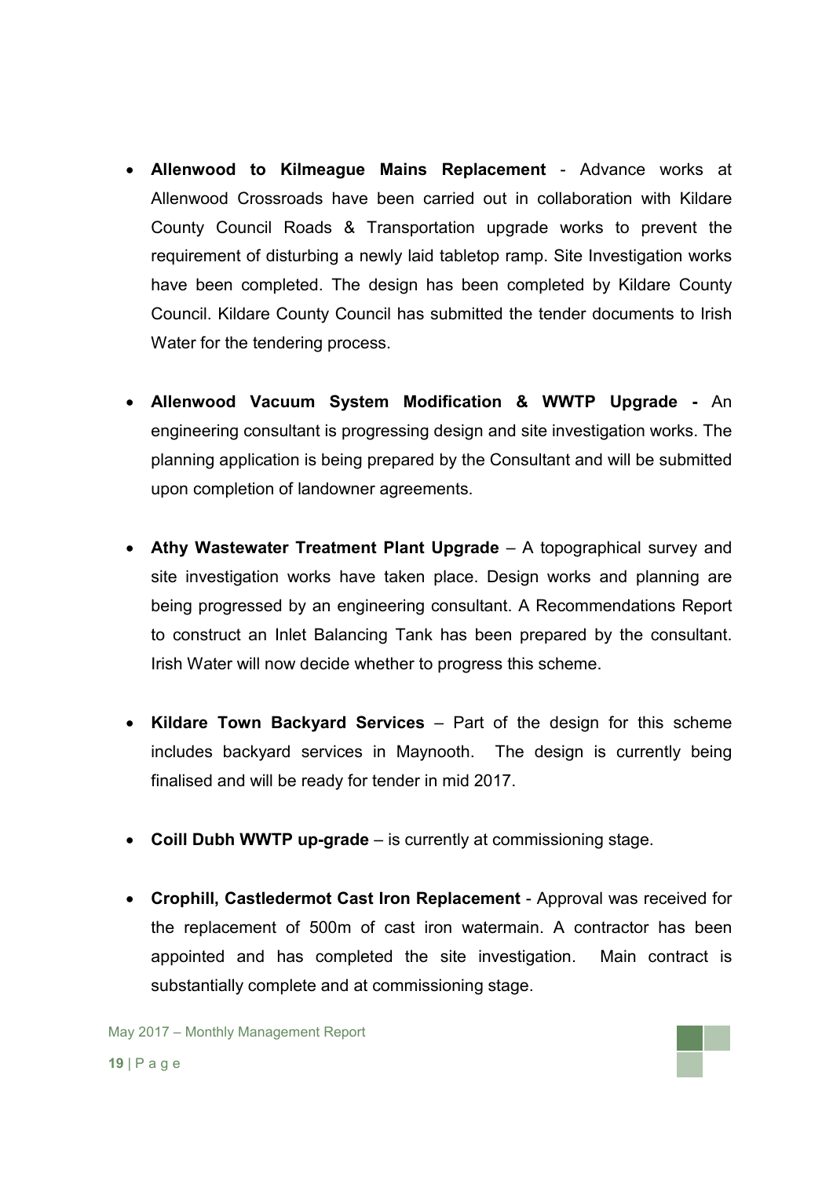- **Allenwood to Kilmeague Mains Replacement** - Advance works at Allenwood Crossroads have been carried out in collaboration with Kildare County Council Roads & Transportation upgrade works to prevent the requirement of disturbing a newly laid tabletop ramp. Site Investigation works have been completed. The design has been completed by Kildare County Council. Kildare County Council has submitted the tender documents to Irish Water for the tendering process.

- **Allenwood Vacuum System Modification & WWTP Upgrade -** An engineering consultant is progressing design and site investigation works. The planning application is being prepared by the Consultant and will be submitted upon completion of landowner agreements.

- **Athy Wastewater Treatment Plant Upgrade** – A topographical survey and site investigation works have taken place. Design works and planning are being progressed by an engineering consultant. A Recommendations Report to construct an Inlet Balancing Tank has been prepared by the consultant. Irish Water will now decide whether to progress this scheme.

- **Kildare Town Backyard Services** – Part of the design for this scheme includes backyard services in Maynooth. The design is currently being finalised and will be ready for tender in mid 2017.

- **Coill Dubh WWTP up-grade** – is currently at commissioning stage.

- **Crophill, Castledermot Cast Iron Replacement** - Approval was received for the replacement of 500m of cast iron watermain. A contractor has been appointed and has completed the site investigation. Main contract is substantially complete and at commissioning stage.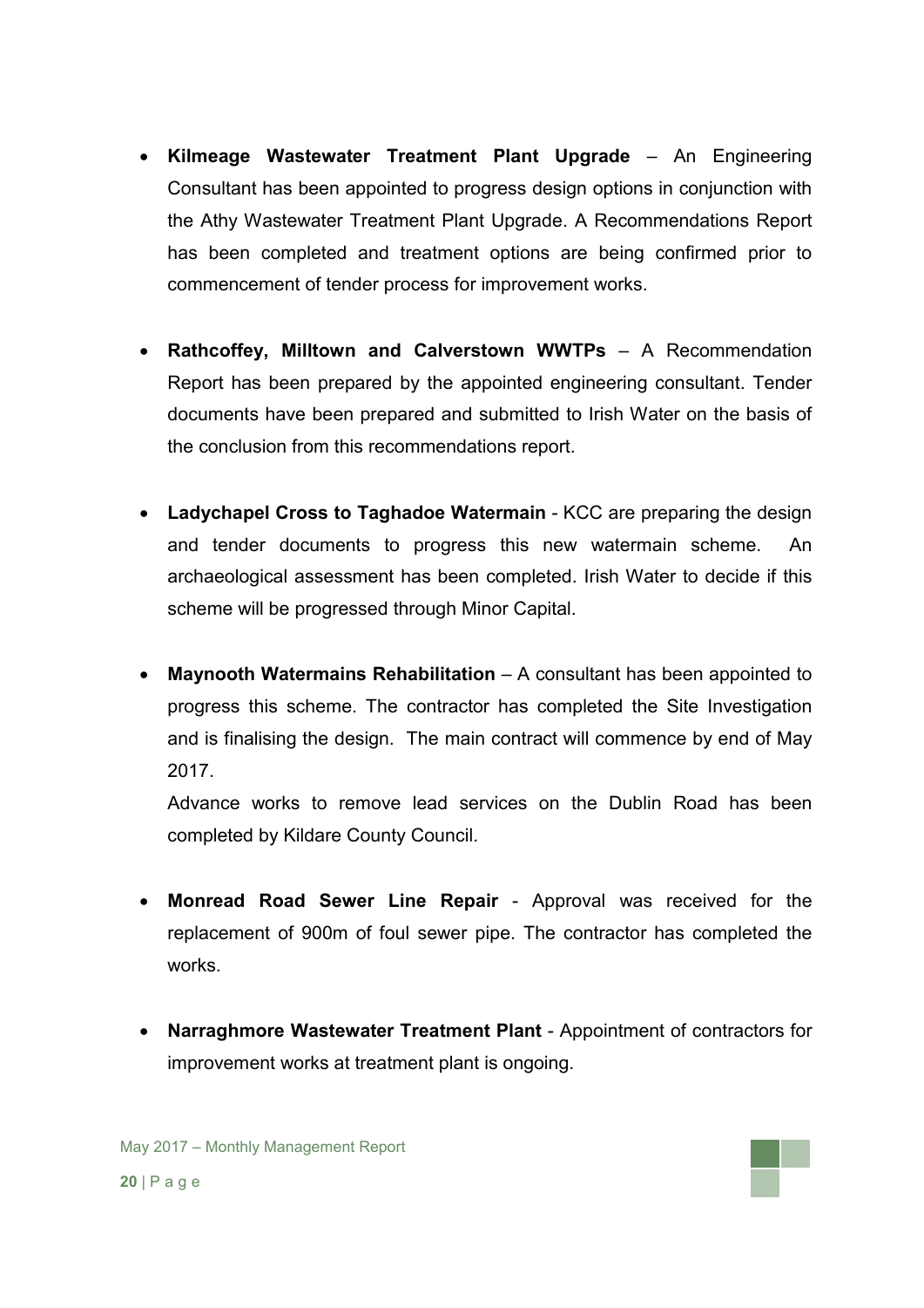- **Kilmeage Wastewater Treatment Plant Upgrade** – An Engineering Consultant has been appointed to progress design options in conjunction with the Athy Wastewater Treatment Plant Upgrade. A Recommendations Report has been completed and treatment options are being confirmed prior to commencement of tender process for improvement works.

- **Rathcoffey, Milltown and Calverstown WWTPs** – A Recommendation Report has been prepared by the appointed engineering consultant. Tender documents have been prepared and submitted to Irish Water on the basis of the conclusion from this recommendations report.

- **Ladychapel Cross to Taghadoe Watermain** - KCC are preparing the design and tender documents to progress this new watermain scheme. An archaeological assessment has been completed. Irish Water to decide if this scheme will be progressed through Minor Capital.

- **Maynooth Watermains Rehabilitation** – A consultant has been appointed to progress this scheme. The contractor has completed the Site Investigation and is finalising the design. The main contract will commence by end of May 2017.

  Advance works to remove lead services on the Dublin Road has been completed by Kildare County Council.

- **Monread Road Sewer Line Repair** - Approval was received for the replacement of 900m of foul sewer pipe. The contractor has completed the works.

- **Narraghmore Wastewater Treatment Plant** - Appointment of contractors for improvement works at treatment plant is ongoing.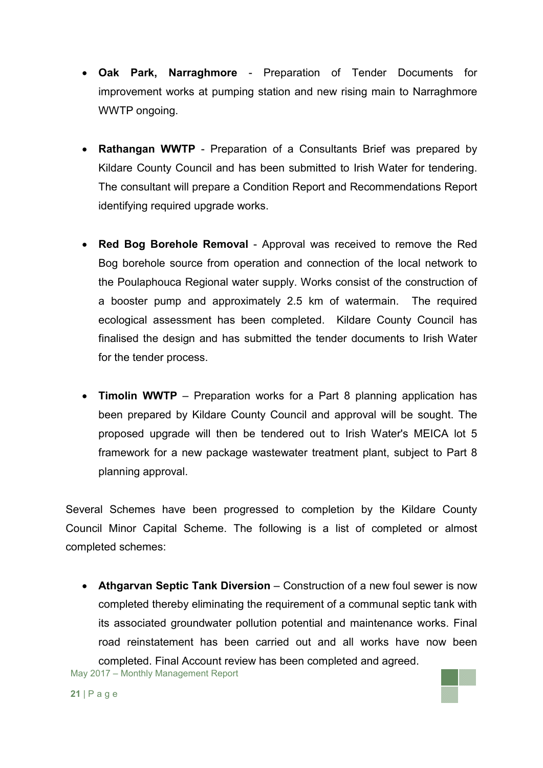- **Oak Park, Narraghmore** - Preparation of Tender Documents for improvement works at pumping station and new rising main to Narraghmore WWTP ongoing.

- **Rathangan WWTP** - Preparation of a Consultants Brief was prepared by Kildare County Council and has been submitted to Irish Water for tendering. The consultant will prepare a Condition Report and Recommendations Report identifying required upgrade works.

- **Red Bog Borehole Removal** - Approval was received to remove the Red Bog borehole source from operation and connection of the local network to the Poulaphouca Regional water supply. Works consist of the construction of a booster pump and approximately 2.5 km of watermain. The required ecological assessment has been completed. Kildare County Council has finalised the design and has submitted the tender documents to Irish Water for the tender process.

- **Timolin WWTP** – Preparation works for a Part 8 planning application has been prepared by Kildare County Council and approval will be sought. The proposed upgrade will then be tendered out to Irish Water's MEICA lot 5 framework for a new package wastewater treatment plant, subject to Part 8 planning approval.

Several Schemes have been progressed to completion by the Kildare County Council Minor Capital Scheme. The following is a list of completed or almost completed schemes:

- **Athgarvan Septic Tank Diversion** – Construction of a new foul sewer is now completed thereby eliminating the requirement of a communal septic tank with its associated groundwater pollution potential and maintenance works. Final road reinstatement has been carried out and all works have now been completed. Final Account review has been completed and agreed.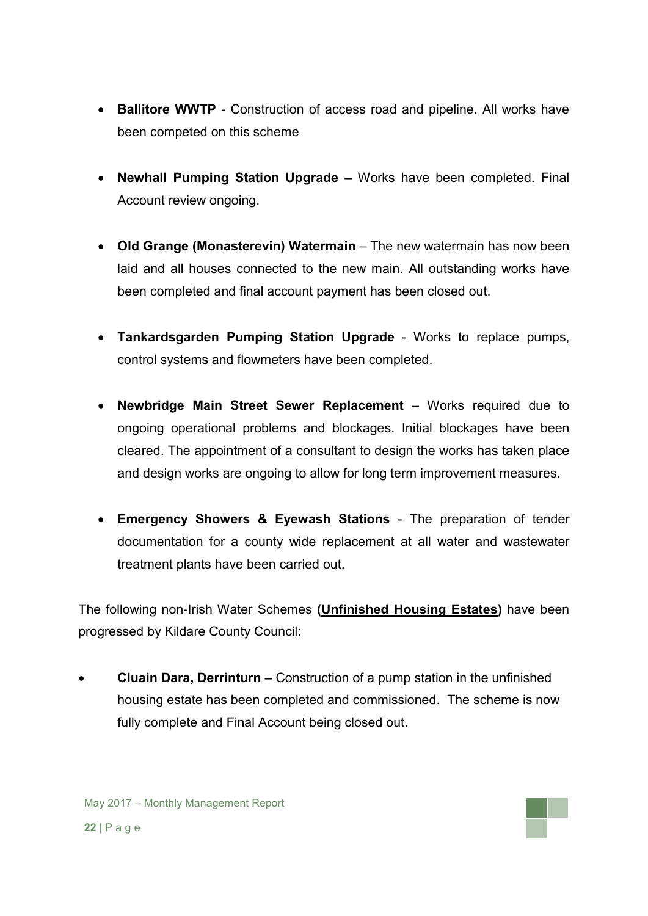- **Ballitore WWTP** - Construction of access road and pipeline. All works have been competed on this scheme

- **Newhall Pumping Station Upgrade –** Works have been completed. Final Account review ongoing.

- **Old Grange (Monasterevin) Watermain** – The new watermain has now been laid and all houses connected to the new main. All outstanding works have been completed and final account payment has been closed out.

- **Tankardsgarden Pumping Station Upgrade** - Works to replace pumps, control systems and flowmeters have been completed.

- **Newbridge Main Street Sewer Replacement** – Works required due to ongoing operational problems and blockages. Initial blockages have been cleared. The appointment of a consultant to design the works has taken place and design works are ongoing to allow for long term improvement measures.

- **Emergency Showers & Eyewash Stations** - The preparation of tender documentation for a county wide replacement at all water and wastewater treatment plants have been carried out.

The following non-Irish Water Schemes **(<u>Unfinished Housing Estates</u>)** have been progressed by Kildare County Council:

- **Cluain Dara, Derrinturn –** Construction of a pump station in the unfinished housing estate has been completed and commissioned. The scheme is now fully complete and Final Account being closed out.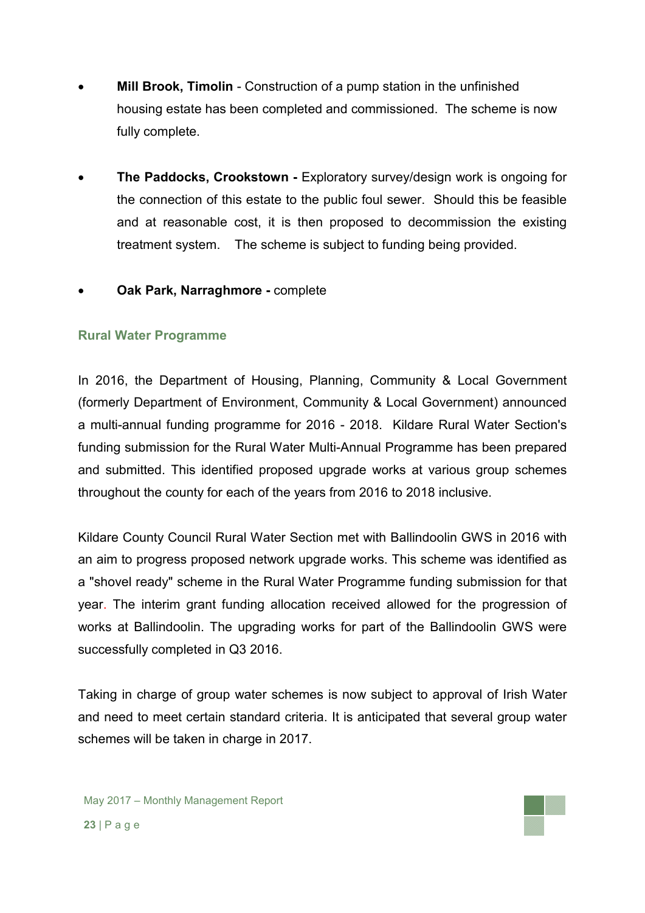- **Mill Brook, Timolin** - Construction of a pump station in the unfinished housing estate has been completed and commissioned. The scheme is now fully complete.

- **The Paddocks, Crookstown -** Exploratory survey/design work is ongoing for the connection of this estate to the public foul sewer. Should this be feasible and at reasonable cost, it is then proposed to decommission the existing treatment system. The scheme is subject to funding being provided.

- **Oak Park, Narraghmore -** complete

### Rural Water Programme

In 2016, the Department of Housing, Planning, Community & Local Government (formerly Department of Environment, Community & Local Government) announced a multi-annual funding programme for 2016 - 2018. Kildare Rural Water Section's funding submission for the Rural Water Multi-Annual Programme has been prepared and submitted. This identified proposed upgrade works at various group schemes throughout the county for each of the years from 2016 to 2018 inclusive.

Kildare County Council Rural Water Section met with Ballindoolin GWS in 2016 with an aim to progress proposed network upgrade works. This scheme was identified as a "shovel ready" scheme in the Rural Water Programme funding submission for that year. The interim grant funding allocation received allowed for the progression of works at Ballindoolin. The upgrading works for part of the Ballindoolin GWS were successfully completed in Q3 2016.

Taking in charge of group water schemes is now subject to approval of Irish Water and need to meet certain standard criteria. It is anticipated that several group water schemes will be taken in charge in 2017.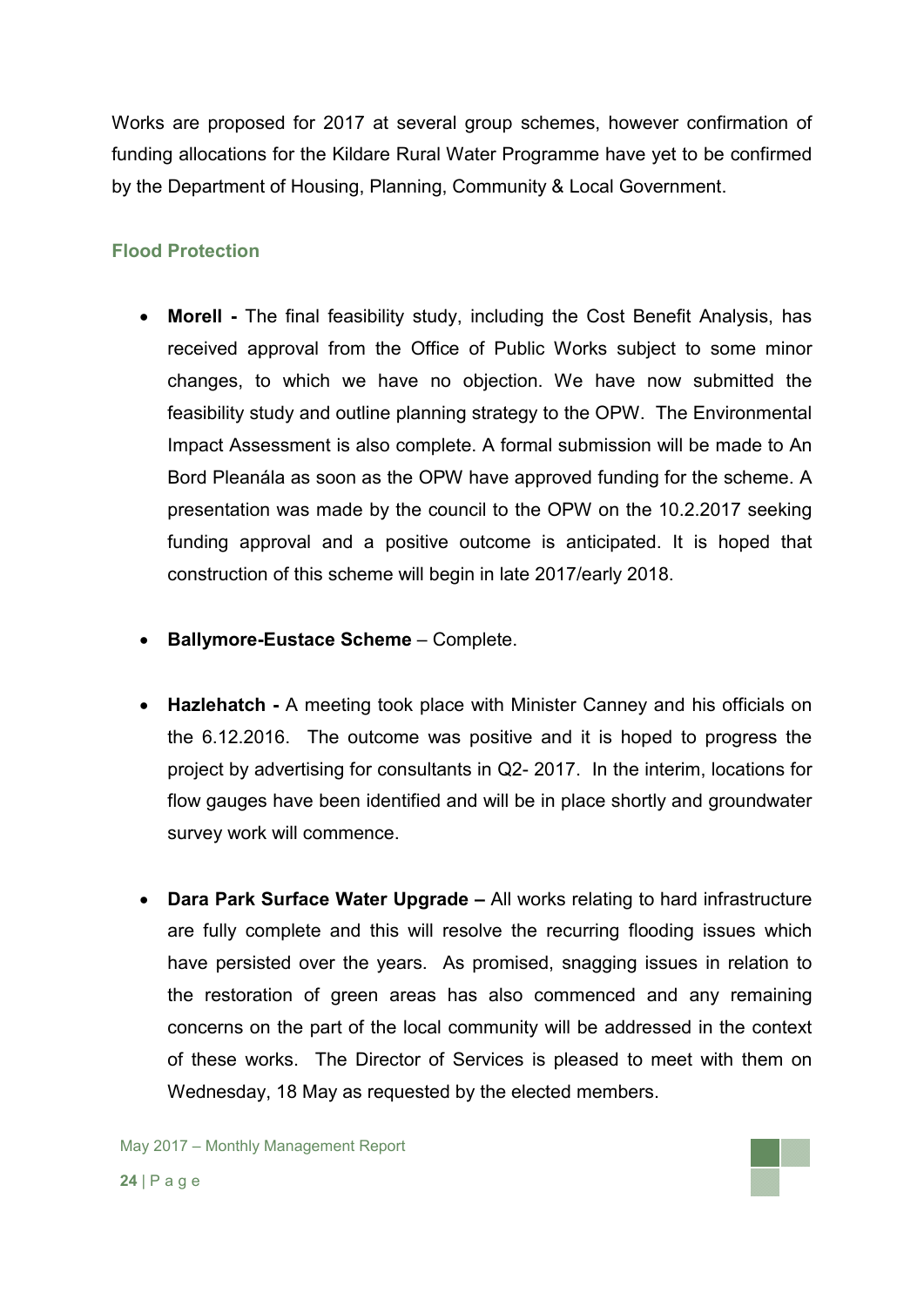Works are proposed for 2017 at several group schemes, however confirmation of funding allocations for the Kildare Rural Water Programme have yet to be confirmed by the Department of Housing, Planning, Community & Local Government.

### Flood Protection

- **Morell -** The final feasibility study, including the Cost Benefit Analysis, has received approval from the Office of Public Works subject to some minor changes, to which we have no objection. We have now submitted the feasibility study and outline planning strategy to the OPW. The Environmental Impact Assessment is also complete. A formal submission will be made to An Bord Pleanála as soon as the OPW have approved funding for the scheme. A presentation was made by the council to the OPW on the 10.2.2017 seeking funding approval and a positive outcome is anticipated. It is hoped that construction of this scheme will begin in late 2017/early 2018.

- **Ballymore-Eustace Scheme** – Complete.

- **Hazlehatch -** A meeting took place with Minister Canney and his officials on the 6.12.2016. The outcome was positive and it is hoped to progress the project by advertising for consultants in Q2- 2017. In the interim, locations for flow gauges have been identified and will be in place shortly and groundwater survey work will commence.

- **Dara Park Surface Water Upgrade –** All works relating to hard infrastructure are fully complete and this will resolve the recurring flooding issues which have persisted over the years. As promised, snagging issues in relation to the restoration of green areas has also commenced and any remaining concerns on the part of the local community will be addressed in the context of these works. The Director of Services is pleased to meet with them on Wednesday, 18 May as requested by the elected members.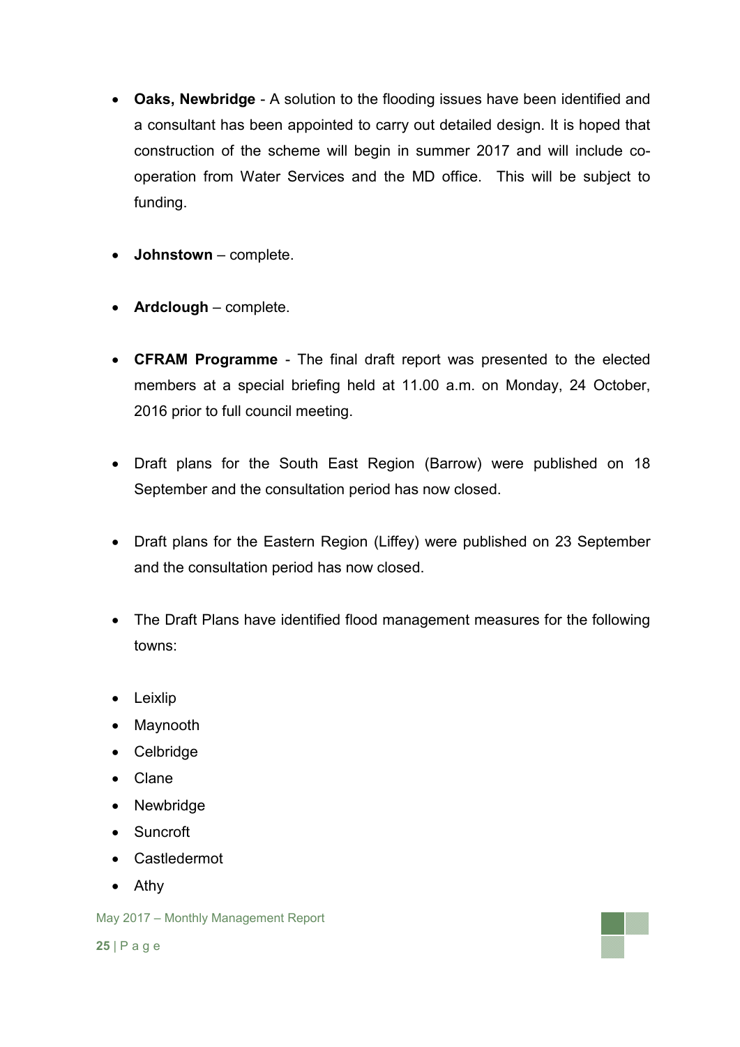- **Oaks, Newbridge** - A solution to the flooding issues have been identified and a consultant has been appointed to carry out detailed design. It is hoped that construction of the scheme will begin in summer 2017 and will include co-operation from Water Services and the MD office. This will be subject to funding.

- **Johnstown** – complete.

- **Ardclough** – complete.

- **CFRAM Programme** - The final draft report was presented to the elected members at a special briefing held at 11.00 a.m. on Monday, 24 October, 2016 prior to full council meeting.

- Draft plans for the South East Region (Barrow) were published on 18 September and the consultation period has now closed.

- Draft plans for the Eastern Region (Liffey) were published on 23 September and the consultation period has now closed.

- The Draft Plans have identified flood management measures for the following towns:

- Leixlip
- Maynooth
- Celbridge
- Clane
- Newbridge
- Suncroft
- Castledermot
- Athy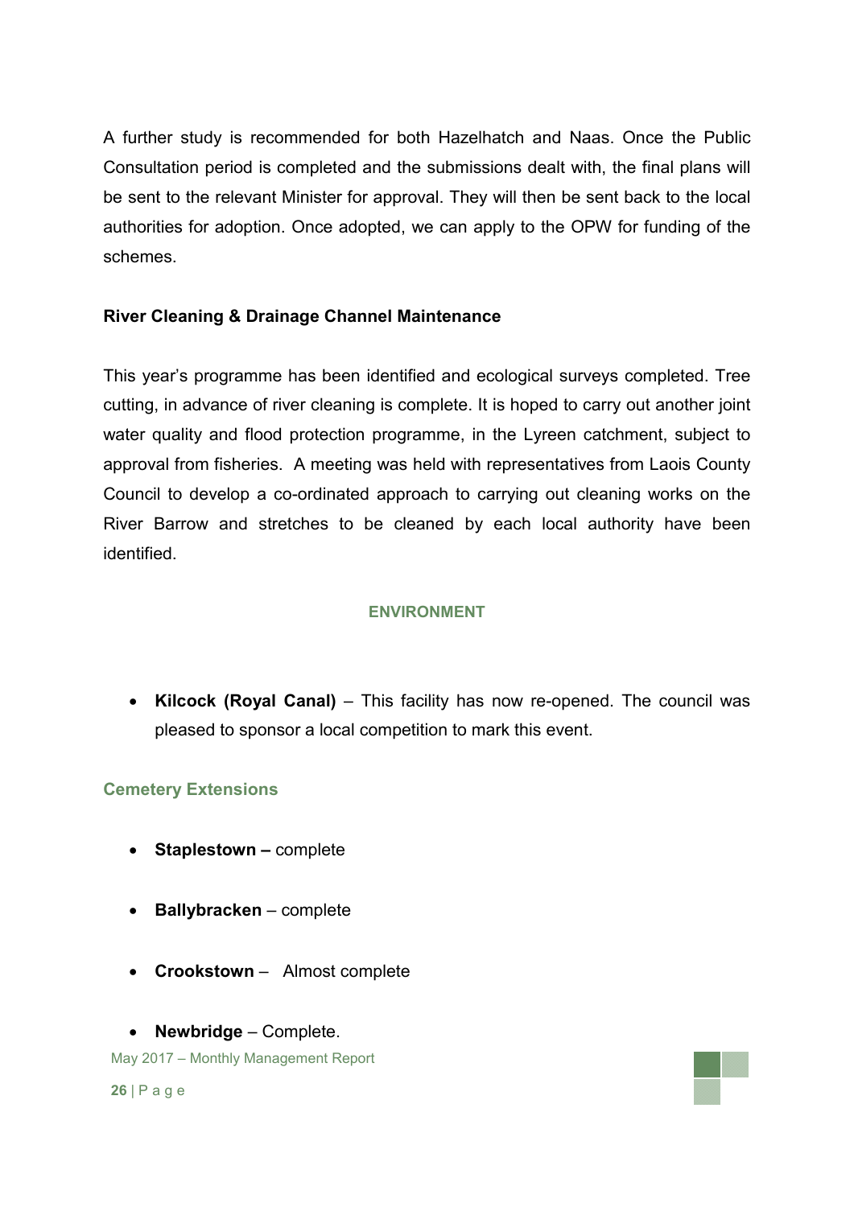A further study is recommended for both Hazelhatch and Naas. Once the Public Consultation period is completed and the submissions dealt with, the final plans will be sent to the relevant Minister for approval. They will then be sent back to the local authorities for adoption. Once adopted, we can apply to the OPW for funding of the schemes.

**River Cleaning & Drainage Channel Maintenance**

This year's programme has been identified and ecological surveys completed. Tree cutting, in advance of river cleaning is complete. It is hoped to carry out another joint water quality and flood protection programme, in the Lyreen catchment, subject to approval from fisheries. A meeting was held with representatives from Laois County Council to develop a co-ordinated approach to carrying out cleaning works on the River Barrow and stretches to be cleaned by each local authority have been identified.

## ENVIRONMENT

- **Kilcock (Royal Canal)** – This facility has now re-opened. The council was pleased to sponsor a local competition to mark this event.

### Cemetery Extensions

- **Staplestown –** complete
- **Ballybracken** – complete
- **Crookstown** – Almost complete
- **Newbridge** – Complete.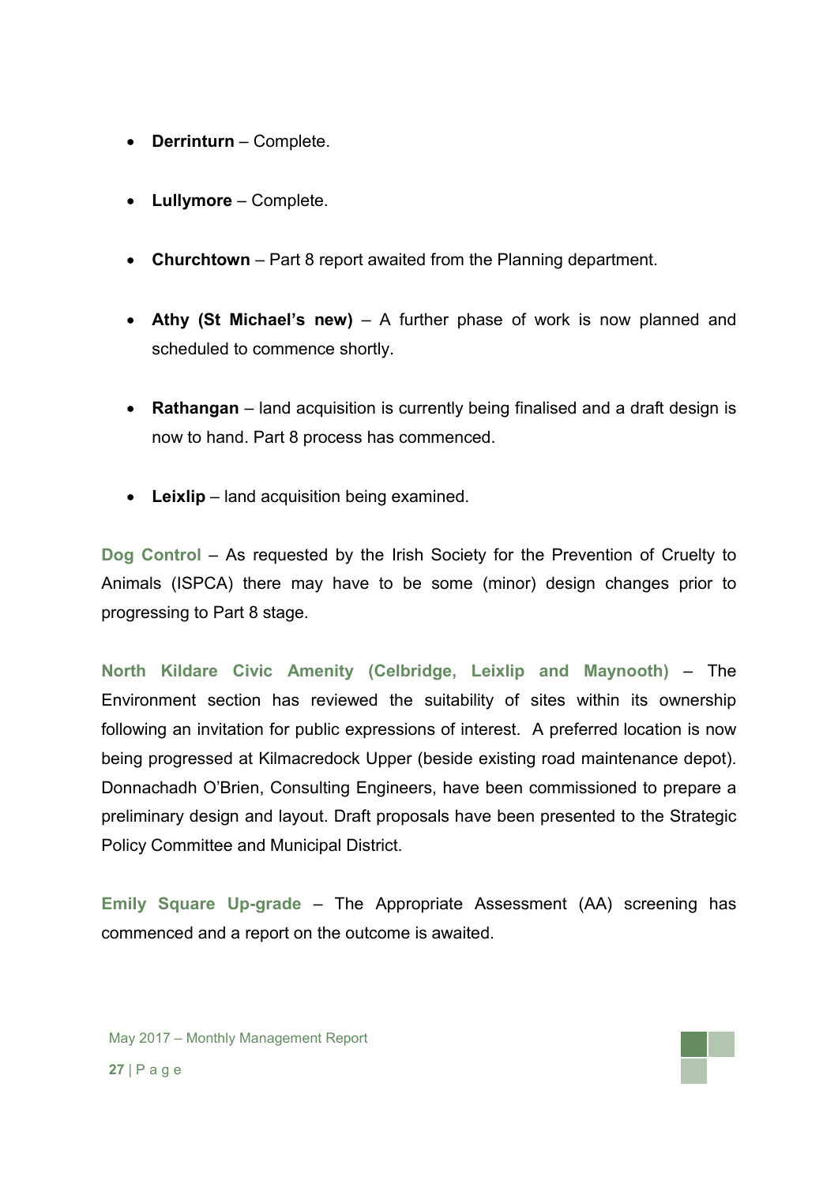- **Derrinturn** – Complete.

- **Lullymore** – Complete.

- **Churchtown** – Part 8 report awaited from the Planning department.

- **Athy (St Michael's new)** – A further phase of work is now planned and scheduled to commence shortly.

- **Rathangan** – land acquisition is currently being finalised and a draft design is now to hand. Part 8 process has commenced.

- **Leixlip** – land acquisition being examined.

**Dog Control** – As requested by the Irish Society for the Prevention of Cruelty to Animals (ISPCA) there may have to be some (minor) design changes prior to progressing to Part 8 stage.

**North Kildare Civic Amenity (Celbridge, Leixlip and Maynooth)** – The Environment section has reviewed the suitability of sites within its ownership following an invitation for public expressions of interest. A preferred location is now being progressed at Kilmacredock Upper (beside existing road maintenance depot). Donnachadh O'Brien, Consulting Engineers, have been commissioned to prepare a preliminary design and layout. Draft proposals have been presented to the Strategic Policy Committee and Municipal District.

**Emily Square Up-grade** – The Appropriate Assessment (AA) screening has commenced and a report on the outcome is awaited.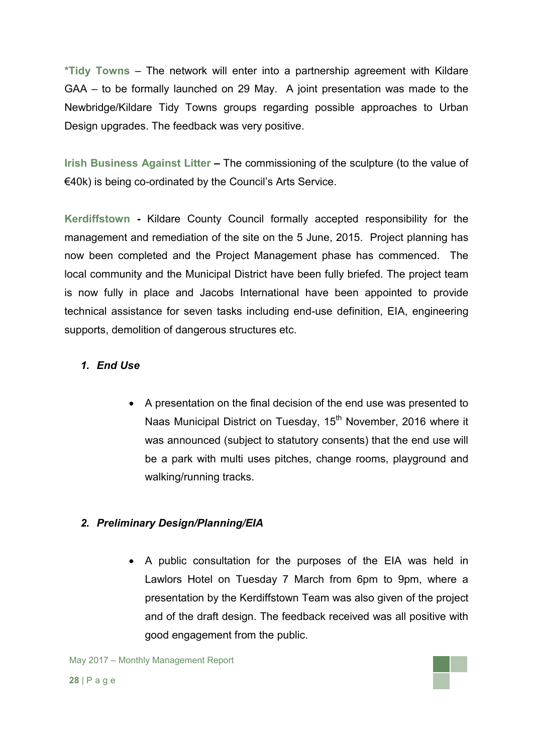**\*Tidy Towns** – The network will enter into a partnership agreement with Kildare GAA – to be formally launched on 29 May. A joint presentation was made to the Newbridge/Kildare Tidy Towns groups regarding possible approaches to Urban Design upgrades. The feedback was very positive.

**Irish Business Against Litter –** The commissioning of the sculpture (to the value of €40k) is being co-ordinated by the Council's Arts Service.

**Kerdiffstown -** Kildare County Council formally accepted responsibility for the management and remediation of the site on the 5 June, 2015. Project planning has now been completed and the Project Management phase has commenced. The local community and the Municipal District have been fully briefed. The project team is now fully in place and Jacobs International have been appointed to provide technical assistance for seven tasks including end-use definition, EIA, engineering supports, demolition of dangerous structures etc.

1. ***End Use***

    - A presentation on the final decision of the end use was presented to Naas Municipal District on Tuesday, 15th November, 2016 where it was announced (subject to statutory consents) that the end use will be a park with multi uses pitches, change rooms, playground and walking/running tracks.

2. ***Preliminary Design/Planning/EIA***

    - A public consultation for the purposes of the EIA was held in Lawlors Hotel on Tuesday 7 March from 6pm to 9pm, where a presentation by the Kerdiffstown Team was also given of the project and of the draft design. The feedback received was all positive with good engagement from the public.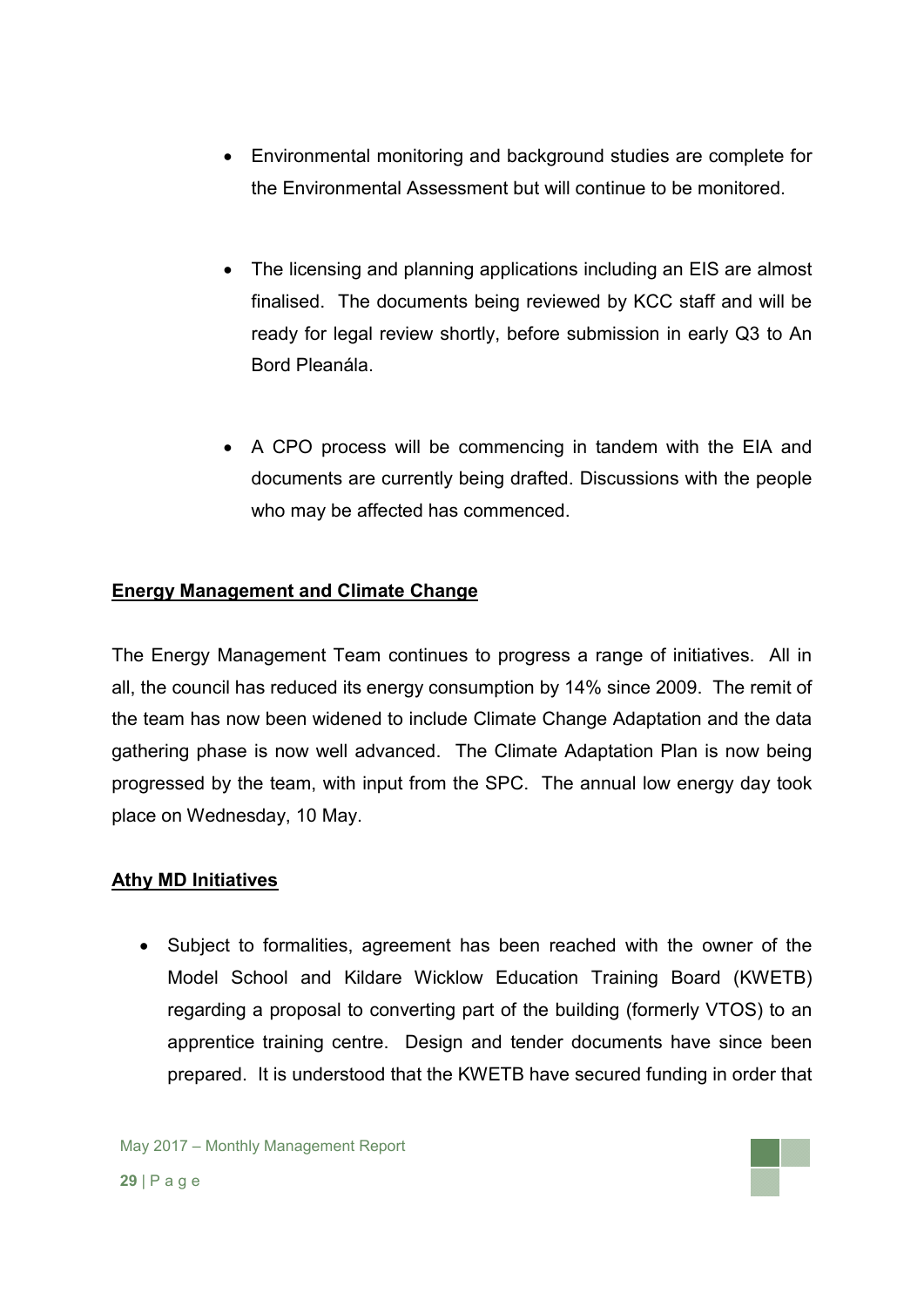- Environmental monitoring and background studies are complete for the Environmental Assessment but will continue to be monitored.

- The licensing and planning applications including an EIS are almost finalised. The documents being reviewed by KCC staff and will be ready for legal review shortly, before submission in early Q3 to An Bord Pleanála.

- A CPO process will be commencing in tandem with the EIA and documents are currently being drafted. Discussions with the people who may be affected has commenced.

**Energy Management and Climate Change**

The Energy Management Team continues to progress a range of initiatives. All in all, the council has reduced its energy consumption by 14% since 2009. The remit of the team has now been widened to include Climate Change Adaptation and the data gathering phase is now well advanced. The Climate Adaptation Plan is now being progressed by the team, with input from the SPC. The annual low energy day took place on Wednesday, 10 May.

**Athy MD Initiatives**

- Subject to formalities, agreement has been reached with the owner of the Model School and Kildare Wicklow Education Training Board (KWETB) regarding a proposal to converting part of the building (formerly VTOS) to an apprentice training centre. Design and tender documents have since been prepared. It is understood that the KWETB have secured funding in order that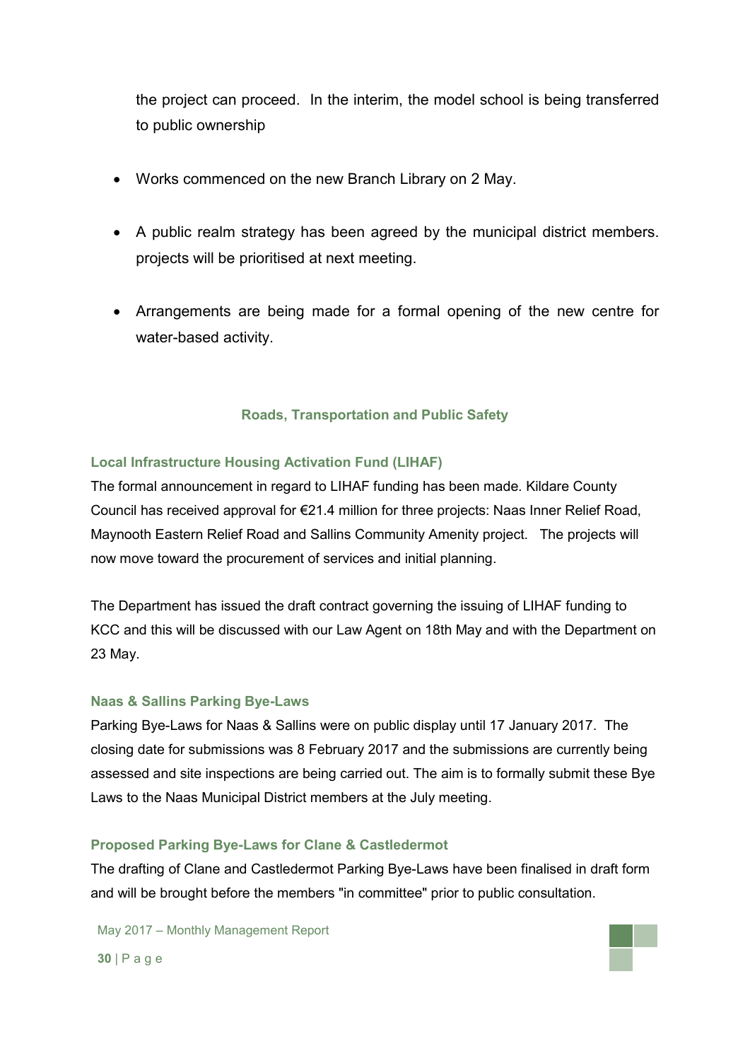the project can proceed. In the interim, the model school is being transferred to public ownership

- Works commenced on the new Branch Library on 2 May.

- A public realm strategy has been agreed by the municipal district members. projects will be prioritised at next meeting.

- Arrangements are being made for a formal opening of the new centre for water-based activity.

## Roads, Transportation and Public Safety

### Local Infrastructure Housing Activation Fund (LIHAF)

The formal announcement in regard to LIHAF funding has been made. Kildare County Council has received approval for €21.4 million for three projects: Naas Inner Relief Road, Maynooth Eastern Relief Road and Sallins Community Amenity project. The projects will now move toward the procurement of services and initial planning.

The Department has issued the draft contract governing the issuing of LIHAF funding to KCC and this will be discussed with our Law Agent on 18th May and with the Department on 23 May.

### Naas & Sallins Parking Bye-Laws

Parking Bye-Laws for Naas & Sallins were on public display until 17 January 2017. The closing date for submissions was 8 February 2017 and the submissions are currently being assessed and site inspections are being carried out. The aim is to formally submit these Bye Laws to the Naas Municipal District members at the July meeting.

### Proposed Parking Bye-Laws for Clane & Castledermot

The drafting of Clane and Castledermot Parking Bye-Laws have been finalised in draft form and will be brought before the members "in committee" prior to public consultation.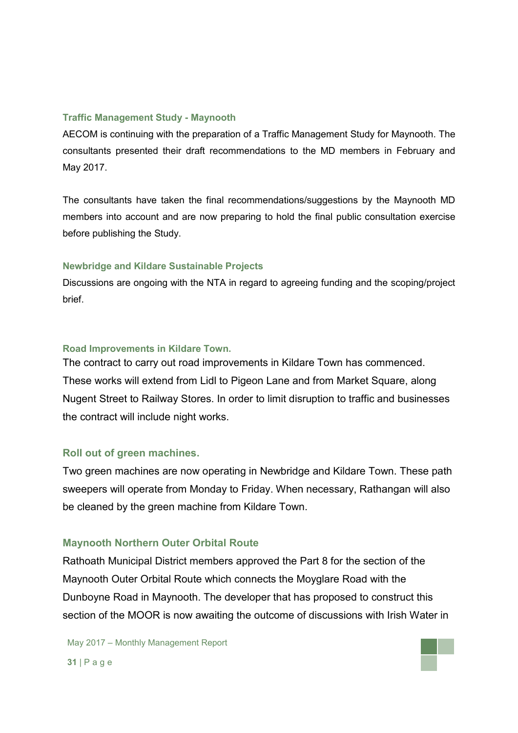### Traffic Management Study - Maynooth

AECOM is continuing with the preparation of a Traffic Management Study for Maynooth. The consultants presented their draft recommendations to the MD members in February and May 2017.

The consultants have taken the final recommendations/suggestions by the Maynooth MD members into account and are now preparing to hold the final public consultation exercise before publishing the Study.

### Newbridge and Kildare Sustainable Projects

Discussions are ongoing with the NTA in regard to agreeing funding and the scoping/project brief.

### Road Improvements in Kildare Town.

The contract to carry out road improvements in Kildare Town has commenced. These works will extend from Lidl to Pigeon Lane and from Market Square, along Nugent Street to Railway Stores. In order to limit disruption to traffic and businesses the contract will include night works.

### Roll out of green machines.

Two green machines are now operating in Newbridge and Kildare Town. These path sweepers will operate from Monday to Friday. When necessary, Rathangan will also be cleaned by the green machine from Kildare Town.

### Maynooth Northern Outer Orbital Route

Rathoath Municipal District members approved the Part 8 for the section of the Maynooth Outer Orbital Route which connects the Moyglare Road with the Dunboyne Road in Maynooth. The developer that has proposed to construct this section of the MOOR is now awaiting the outcome of discussions with Irish Water in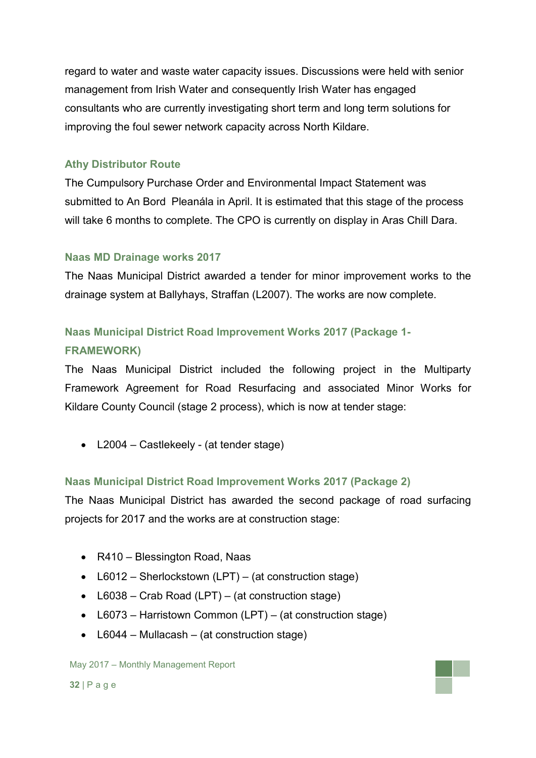regard to water and waste water capacity issues. Discussions were held with senior management from Irish Water and consequently Irish Water has engaged consultants who are currently investigating short term and long term solutions for improving the foul sewer network capacity across North Kildare.

### Athy Distributor Route

The Cumpulsory Purchase Order and Environmental Impact Statement was submitted to An Bord Pleanála in April. It is estimated that this stage of the process will take 6 months to complete. The CPO is currently on display in Aras Chill Dara.

### Naas MD Drainage works 2017

The Naas Municipal District awarded a tender for minor improvement works to the drainage system at Ballyhays, Straffan (L2007). The works are now complete.

### Naas Municipal District Road Improvement Works 2017 (Package 1-FRAMEWORK)

The Naas Municipal District included the following project in the Multiparty Framework Agreement for Road Resurfacing and associated Minor Works for Kildare County Council (stage 2 process), which is now at tender stage:

- L2004 – Castlekeely - (at tender stage)

### Naas Municipal District Road Improvement Works 2017 (Package 2)

The Naas Municipal District has awarded the second package of road surfacing projects for 2017 and the works are at construction stage:

- R410 – Blessington Road, Naas
- L6012 – Sherlockstown (LPT) – (at construction stage)
- L6038 – Crab Road (LPT) – (at construction stage)
- L6073 – Harristown Common (LPT) – (at construction stage)
- L6044 – Mullacash – (at construction stage)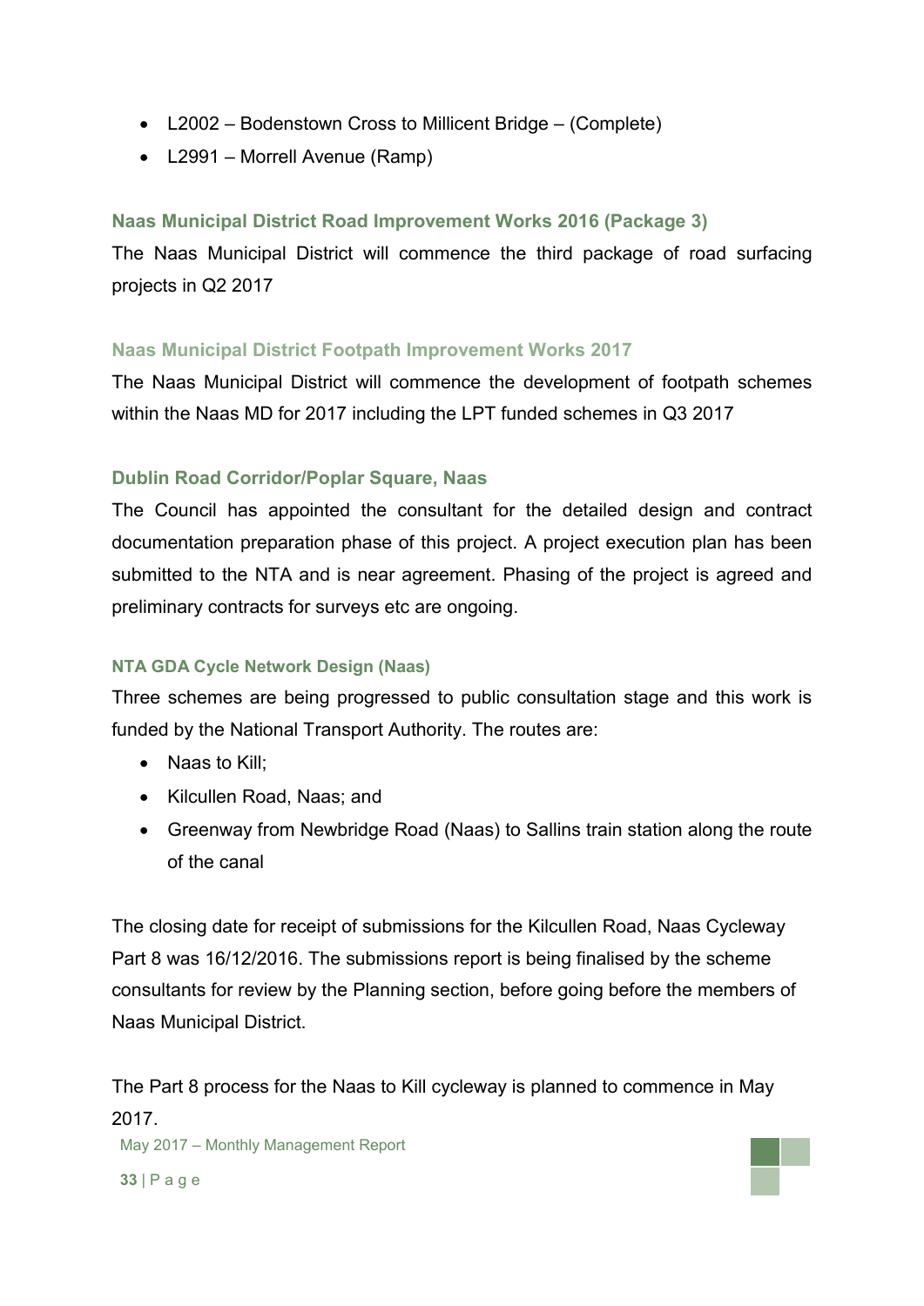- L2002 – Bodenstown Cross to Millicent Bridge – (Complete)
- L2991 – Morrell Avenue (Ramp)

### Naas Municipal District Road Improvement Works 2016 (Package 3)

The Naas Municipal District will commence the third package of road surfacing projects in Q2 2017

### Naas Municipal District Footpath Improvement Works 2017

The Naas Municipal District will commence the development of footpath schemes within the Naas MD for 2017 including the LPT funded schemes in Q3 2017

### Dublin Road Corridor/Poplar Square, Naas

The Council has appointed the consultant for the detailed design and contract documentation preparation phase of this project. A project execution plan has been submitted to the NTA and is near agreement. Phasing of the project is agreed and preliminary contracts for surveys etc are ongoing.

### NTA GDA Cycle Network Design (Naas)

Three schemes are being progressed to public consultation stage and this work is funded by the National Transport Authority. The routes are:

- Naas to Kill;
- Kilcullen Road, Naas; and
- Greenway from Newbridge Road (Naas) to Sallins train station along the route of the canal

The closing date for receipt of submissions for the Kilcullen Road, Naas Cycleway Part 8 was 16/12/2016. The submissions report is being finalised by the scheme consultants for review by the Planning section, before going before the members of Naas Municipal District.

The Part 8 process for the Naas to Kill cycleway is planned to commence in May 2017.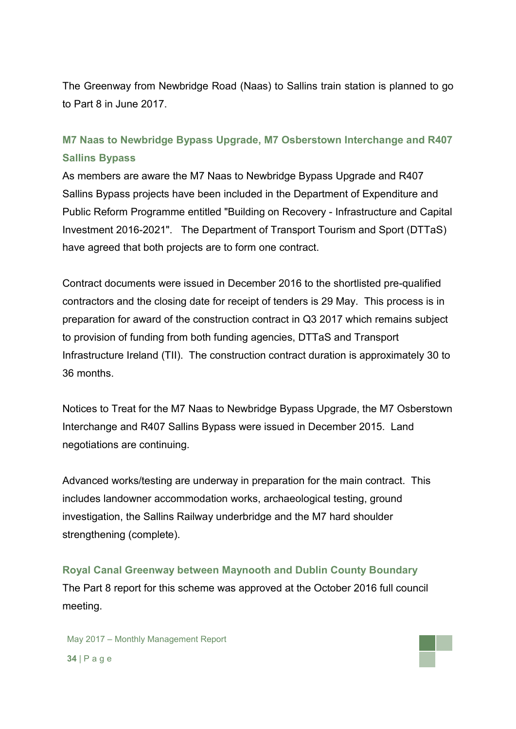The Greenway from Newbridge Road (Naas) to Sallins train station is planned to go to Part 8 in June 2017.

### M7 Naas to Newbridge Bypass Upgrade, M7 Osberstown Interchange and R407 Sallins Bypass

As members are aware the M7 Naas to Newbridge Bypass Upgrade and R407 Sallins Bypass projects have been included in the Department of Expenditure and Public Reform Programme entitled "Building on Recovery - Infrastructure and Capital Investment 2016-2021". The Department of Transport Tourism and Sport (DTTaS) have agreed that both projects are to form one contract.

Contract documents were issued in December 2016 to the shortlisted pre-qualified contractors and the closing date for receipt of tenders is 29 May. This process is in preparation for award of the construction contract in Q3 2017 which remains subject to provision of funding from both funding agencies, DTTaS and Transport Infrastructure Ireland (TII). The construction contract duration is approximately 30 to 36 months.

Notices to Treat for the M7 Naas to Newbridge Bypass Upgrade, the M7 Osberstown Interchange and R407 Sallins Bypass were issued in December 2015. Land negotiations are continuing.

Advanced works/testing are underway in preparation for the main contract. This includes landowner accommodation works, archaeological testing, ground investigation, the Sallins Railway underbridge and the M7 hard shoulder strengthening (complete).

### Royal Canal Greenway between Maynooth and Dublin County Boundary

The Part 8 report for this scheme was approved at the October 2016 full council meeting.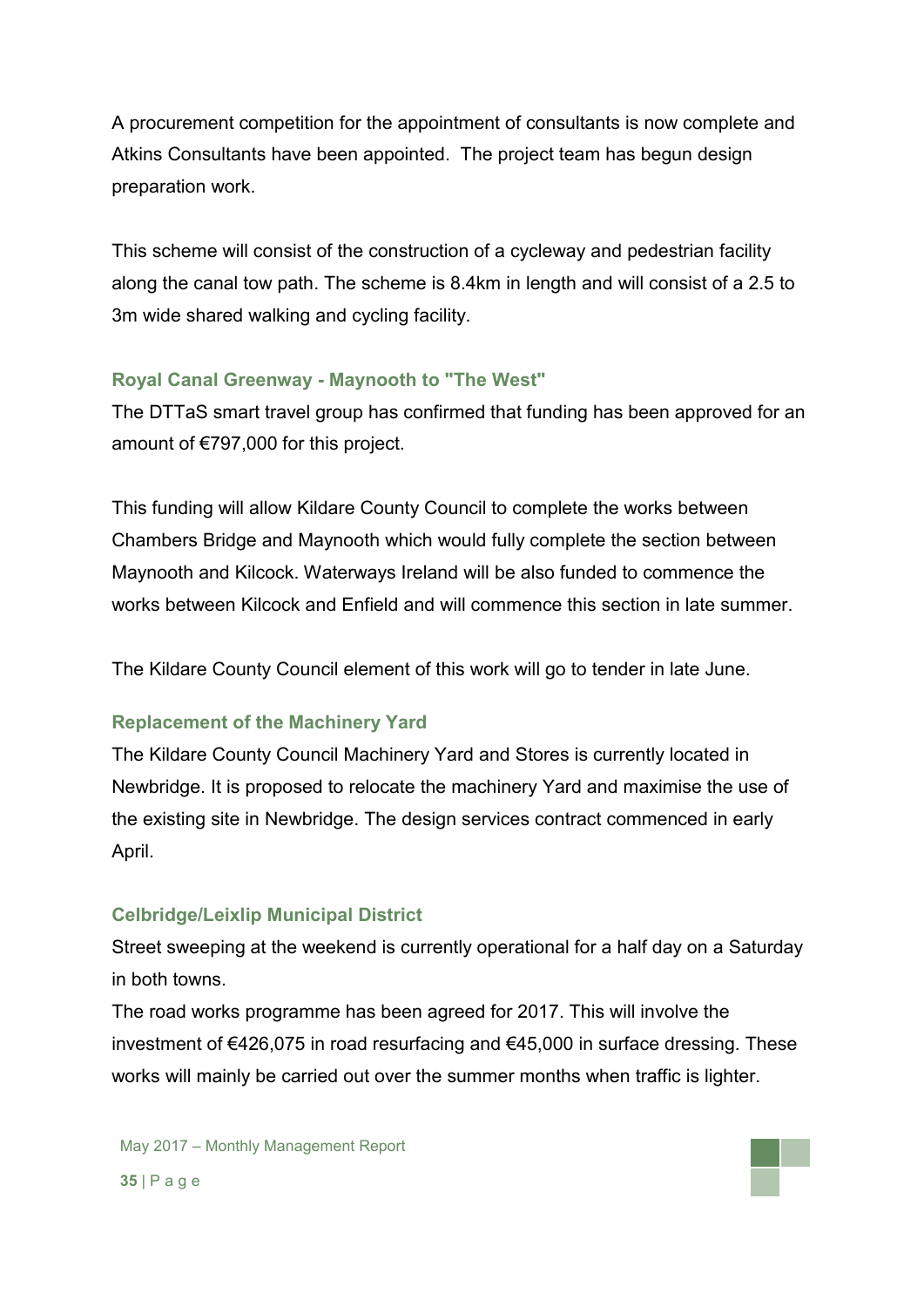A procurement competition for the appointment of consultants is now complete and Atkins Consultants have been appointed. The project team has begun design preparation work.

This scheme will consist of the construction of a cycleway and pedestrian facility along the canal tow path. The scheme is 8.4km in length and will consist of a 2.5 to 3m wide shared walking and cycling facility.

### Royal Canal Greenway - Maynooth to "The West"

The DTTaS smart travel group has confirmed that funding has been approved for an amount of €797,000 for this project.

This funding will allow Kildare County Council to complete the works between Chambers Bridge and Maynooth which would fully complete the section between Maynooth and Kilcock. Waterways Ireland will be also funded to commence the works between Kilcock and Enfield and will commence this section in late summer.

The Kildare County Council element of this work will go to tender in late June.

### Replacement of the Machinery Yard

The Kildare County Council Machinery Yard and Stores is currently located in Newbridge. It is proposed to relocate the machinery Yard and maximise the use of the existing site in Newbridge. The design services contract commenced in early April.

### Celbridge/Leixlip Municipal District

Street sweeping at the weekend is currently operational for a half day on a Saturday in both towns.

The road works programme has been agreed for 2017. This will involve the investment of €426,075 in road resurfacing and €45,000 in surface dressing. These works will mainly be carried out over the summer months when traffic is lighter.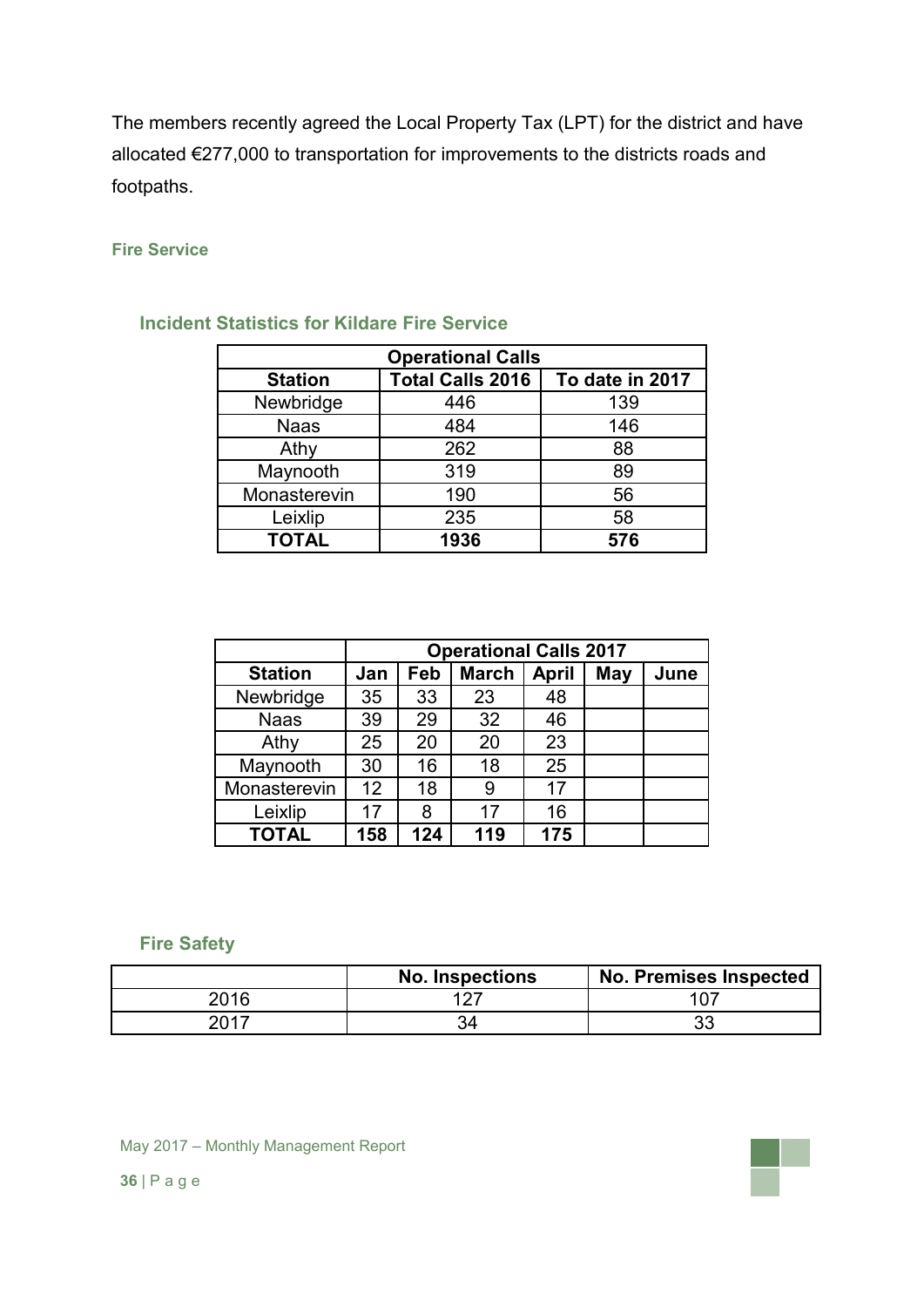The members recently agreed the Local Property Tax (LPT) for the district and have allocated €277,000 to transportation for improvements to the districts roads and footpaths.

### Fire Service

#### Incident Statistics for Kildare Fire Service

| Operational Calls | | |
|---|---|---|
| **Station** | **Total Calls 2016** | **To date in 2017** |
| Newbridge | 446 | 139 |
| Naas | 484 | 146 |
| Athy | 262 | 88 |
| Maynooth | 319 | 89 |
| Monasterevin | 190 | 56 |
| Leixlip | 235 | 58 |
| **TOTAL** | **1936** | **576** |

| | **Operational Calls 2017** | | | | | |
|---|---|---|---|---|---|---|
| **Station** | **Jan** | **Feb** | **March** | **April** | **May** | **June** |
| Newbridge | 35 | 33 | 23 | 48 | | |
| Naas | 39 | 29 | 32 | 46 | | |
| Athy | 25 | 20 | 20 | 23 | | |
| Maynooth | 30 | 16 | 18 | 25 | | |
| Monasterevin | 12 | 18 | 9 | 17 | | |
| Leixlip | 17 | 8 | 17 | 16 | | |
| **TOTAL** | **158** | **124** | **119** | **175** | | |

#### Fire Safety

| | **No. Inspections** | **No. Premises Inspected** |
|---|---|---|
| 2016 | 127 | 107 |
| 2017 | 34 | 33 |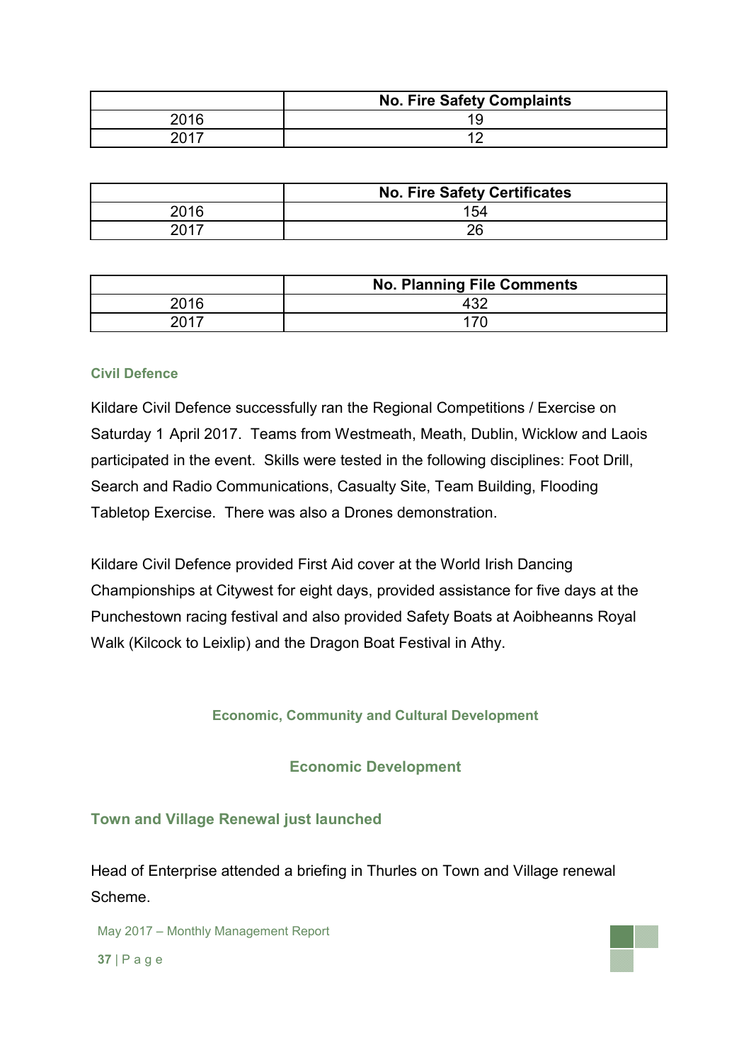| | No. Fire Safety Complaints |
|---|---|
| 2016 | 19 |
| 2017 | 12 |

| | No. Fire Safety Certificates |
|---|---|
| 2016 | 154 |
| 2017 | 26 |

| | No. Planning File Comments |
|---|---|
| 2016 | 432 |
| 2017 | 170 |

### Civil Defence

Kildare Civil Defence successfully ran the Regional Competitions / Exercise on Saturday 1 April 2017. Teams from Westmeath, Meath, Dublin, Wicklow and Laois participated in the event. Skills were tested in the following disciplines: Foot Drill, Search and Radio Communications, Casualty Site, Team Building, Flooding Tabletop Exercise. There was also a Drones demonstration.

Kildare Civil Defence provided First Aid cover at the World Irish Dancing Championships at Citywest for eight days, provided assistance for five days at the Punchestown racing festival and also provided Safety Boats at Aoibheanns Royal Walk (Kilcock to Leixlip) and the Dragon Boat Festival in Athy.

## Economic, Community and Cultural Development

## Economic Development

### Town and Village Renewal just launched

Head of Enterprise attended a briefing in Thurles on Town and Village renewal Scheme.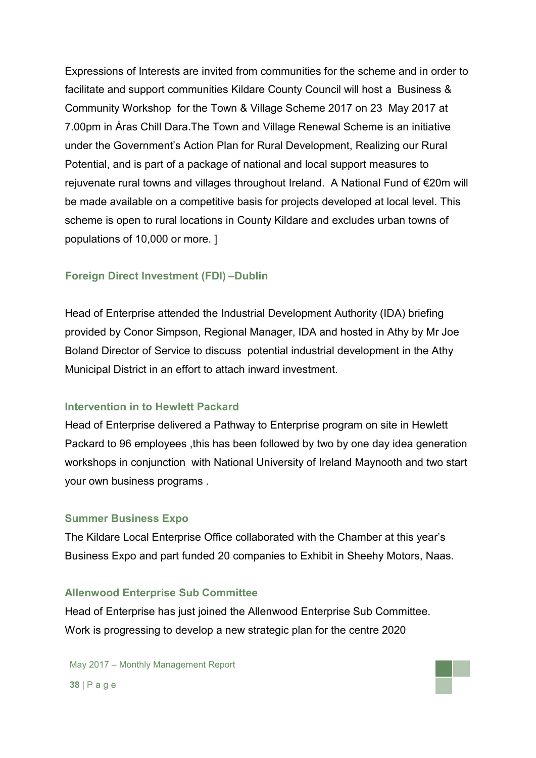Expressions of Interests are invited from communities for the scheme and in order to facilitate and support communities Kildare County Council will host a Business & Community Workshop for the Town & Village Scheme 2017 on 23 May 2017 at 7.00pm in Áras Chill Dara.The Town and Village Renewal Scheme is an initiative under the Government's Action Plan for Rural Development, Realizing our Rural Potential, and is part of a package of national and local support measures to rejuvenate rural towns and villages throughout Ireland. A National Fund of €20m will be made available on a competitive basis for projects developed at local level. This scheme is open to rural locations in County Kildare and excludes urban towns of populations of 10,000 or more. ]

### Foreign Direct Investment (FDI) –Dublin

Head of Enterprise attended the Industrial Development Authority (IDA) briefing provided by Conor Simpson, Regional Manager, IDA and hosted in Athy by Mr Joe Boland Director of Service to discuss potential industrial development in the Athy Municipal District in an effort to attach inward investment.

### Intervention in to Hewlett Packard

Head of Enterprise delivered a Pathway to Enterprise program on site in Hewlett Packard to 96 employees ,this has been followed by two by one day idea generation workshops in conjunction with National University of Ireland Maynooth and two start your own business programs .

### Summer Business Expo

The Kildare Local Enterprise Office collaborated with the Chamber at this year's Business Expo and part funded 20 companies to Exhibit in Sheehy Motors, Naas.

### Allenwood Enterprise Sub Committee

Head of Enterprise has just joined the Allenwood Enterprise Sub Committee. Work is progressing to develop a new strategic plan for the centre 2020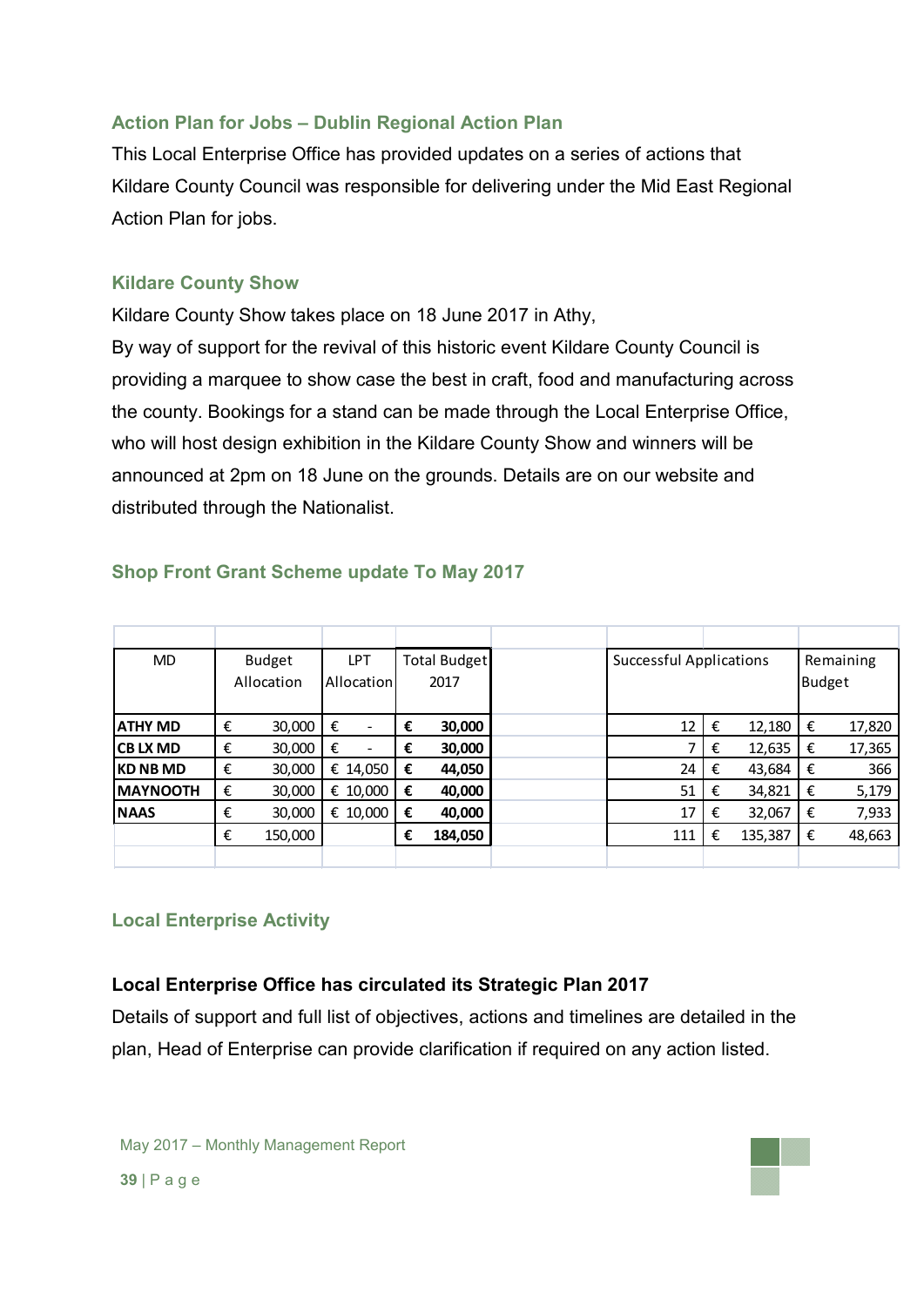### Action Plan for Jobs – Dublin Regional Action Plan

This Local Enterprise Office has provided updates on a series of actions that Kildare County Council was responsible for delivering under the Mid East Regional Action Plan for jobs.

### Kildare County Show

Kildare County Show takes place on 18 June 2017 in Athy,

By way of support for the revival of this historic event Kildare County Council is providing a marquee to show case the best in craft, food and manufacturing across the county. Bookings for a stand can be made through the Local Enterprise Office, who will host design exhibition in the Kildare County Show and winners will be announced at 2pm on 18 June on the grounds. Details are on our website and distributed through the Nationalist.

### Shop Front Grant Scheme update To May 2017

| MD | Budget Allocation | LPT Allocation | Total Budget 2017 | Successful Applications | | Remaining Budget |
|---|---|---|---|---|---|---|
| **ATHY MD** | € 30,000 | € - | **€ 30,000** | 12 | € 12,180 | € 17,820 |
| **CB LX MD** | € 30,000 | € - | **€ 30,000** | 7 | € 12,635 | € 17,365 |
| **KD NB MD** | € 30,000 | € 14,050 | **€ 44,050** | 24 | € 43,684 | € 366 |
| **MAYNOOTH** | € 30,000 | € 10,000 | **€ 40,000** | 51 | € 34,821 | € 5,179 |
| **NAAS** | € 30,000 | € 10,000 | **€ 40,000** | 17 | € 32,067 | € 7,933 |
| | € 150,000 | | **€ 184,050** | 111 | € 135,387 | € 48,663 |

### Local Enterprise Activity

**Local Enterprise Office has circulated its Strategic Plan 2017**

Details of support and full list of objectives, actions and timelines are detailed in the plan, Head of Enterprise can provide clarification if required on any action listed.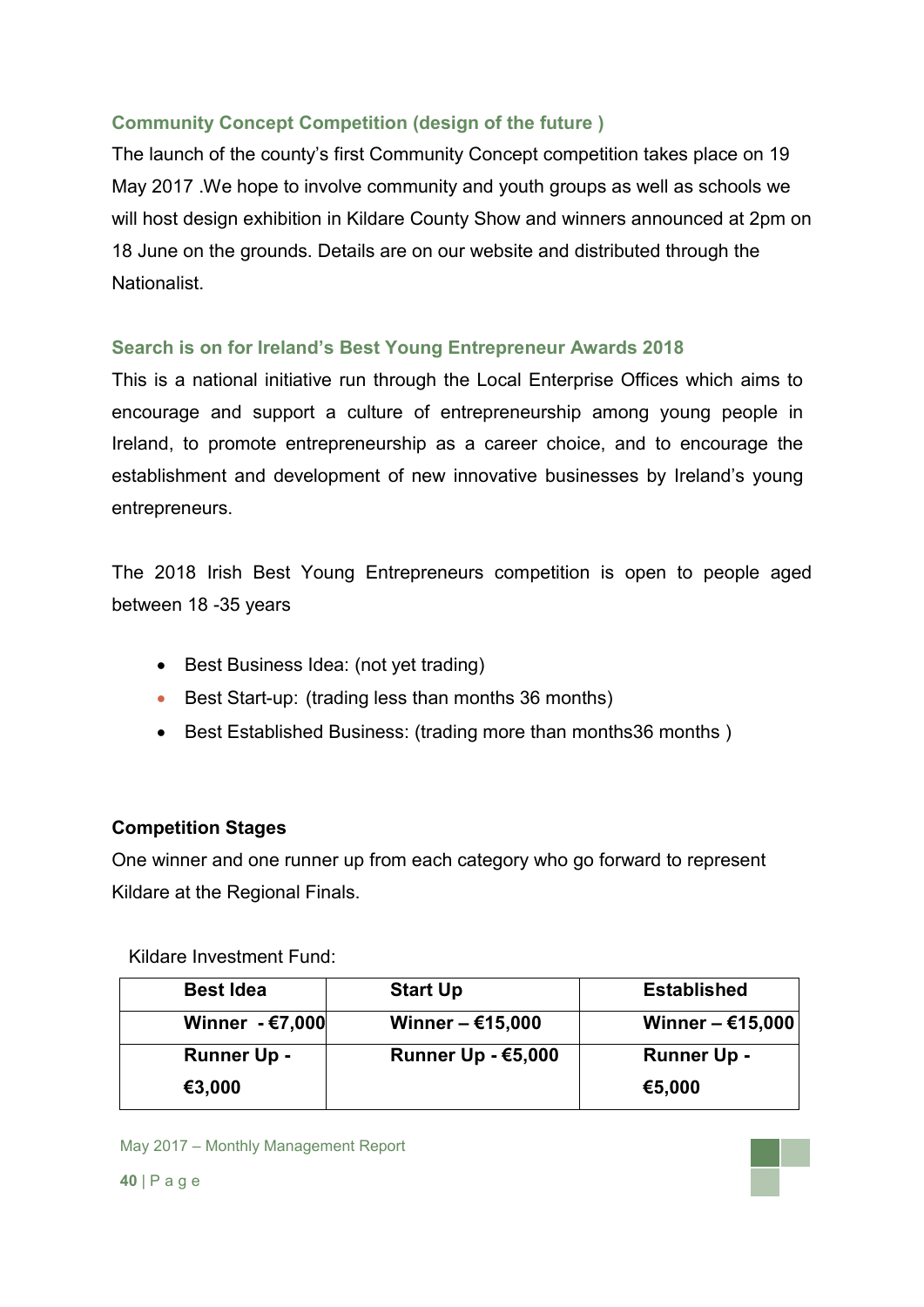### Community Concept Competition (design of the future )

The launch of the county's first Community Concept competition takes place on 19 May 2017 .We hope to involve community and youth groups as well as schools we will host design exhibition in Kildare County Show and winners announced at 2pm on 18 June on the grounds. Details are on our website and distributed through the Nationalist.

### Search is on for Ireland's Best Young Entrepreneur Awards 2018

This is a national initiative run through the Local Enterprise Offices which aims to encourage and support a culture of entrepreneurship among young people in Ireland, to promote entrepreneurship as a career choice, and to encourage the establishment and development of new innovative businesses by Ireland's young entrepreneurs.

The 2018 Irish Best Young Entrepreneurs competition is open to people aged between 18 -35 years

- Best Business Idea: (not yet trading)
- Best Start-up: (trading less than months 36 months)
- Best Established Business: (trading more than months36 months )

**Competition Stages**

One winner and one runner up from each category who go forward to represent Kildare at the Regional Finals.

Kildare Investment Fund:

| Best Idea | Start Up | Established |
|---|---|---|
| **Winner - €7,000** | **Winner – €15,000** | **Winner – €15,000** |
| **Runner Up - €3,000** | **Runner Up - €5,000** | **Runner Up - €5,000** |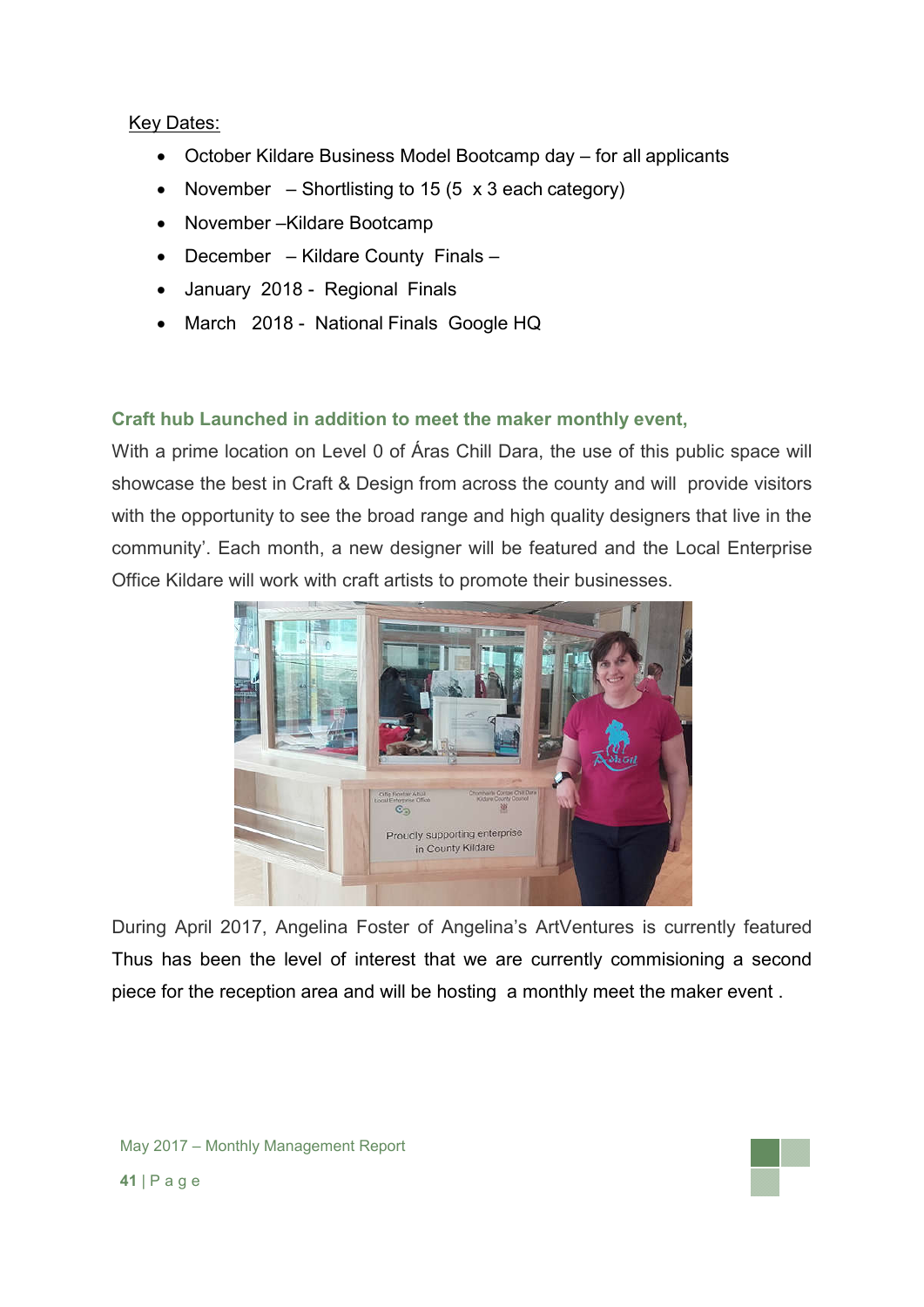Key Dates:

- October Kildare Business Model Bootcamp day – for all applicants
- November – Shortlisting to 15 (5 x 3 each category)
- November –Kildare Bootcamp
- December – Kildare County Finals –
- January 2018 - Regional Finals
- March 2018 - National Finals Google HQ

**Craft hub Launched in addition to meet the maker monthly event,**

With a prime location on Level 0 of Áras Chill Dara, the use of this public space will showcase the best in Craft & Design from across the county and will provide visitors with the opportunity to see the broad range and high quality designers that live in the community'. Each month, a new designer will be featured and the Local Enterprise Office Kildare will work with craft artists to promote their businesses.

During April 2017, Angelina Foster of Angelina's ArtVentures is currently featured Thus has been the level of interest that we are currently commisioning a second piece for the reception area and will be hosting a monthly meet the maker event .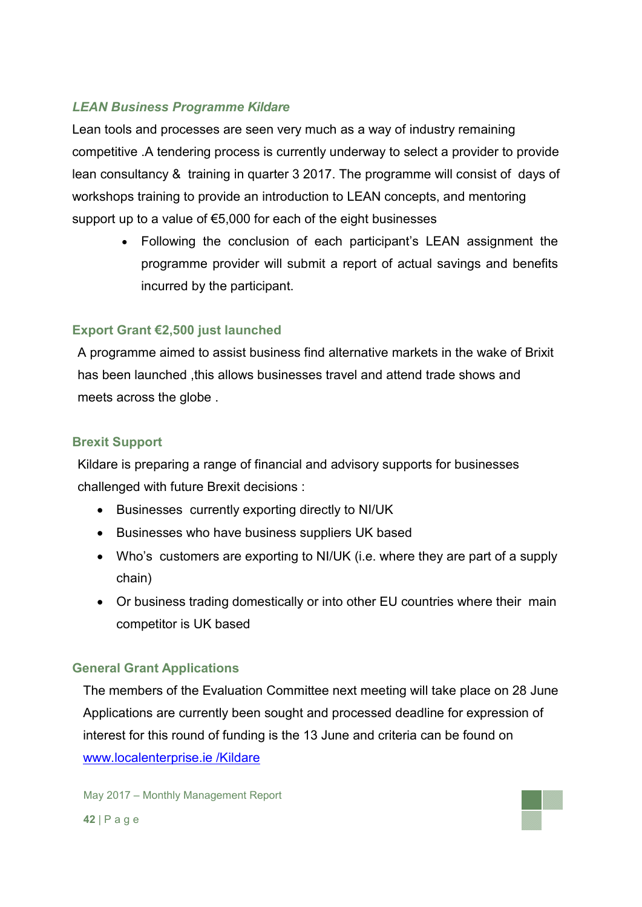### *LEAN Business Programme Kildare*

Lean tools and processes are seen very much as a way of industry remaining competitive .A tendering process is currently underway to select a provider to provide lean consultancy & training in quarter 3 2017. The programme will consist of days of workshops training to provide an introduction to LEAN concepts, and mentoring support up to a value of €5,000 for each of the eight businesses

- Following the conclusion of each participant's LEAN assignment the programme provider will submit a report of actual savings and benefits incurred by the participant.

### Export Grant €2,500 just launched

A programme aimed to assist business find alternative markets in the wake of Brixit has been launched ,this allows businesses travel and attend trade shows and meets across the globe .

### Brexit Support

Kildare is preparing a range of financial and advisory supports for businesses challenged with future Brexit decisions :

- Businesses currently exporting directly to NI/UK
- Businesses who have business suppliers UK based
- Who's customers are exporting to NI/UK (i.e. where they are part of a supply chain)
- Or business trading domestically or into other EU countries where their main competitor is UK based

### General Grant Applications

The members of the Evaluation Committee next meeting will take place on 28 June Applications are currently been sought and processed deadline for expression of interest for this round of funding is the 13 June and criteria can be found on www.localenterprise.ie /Kildare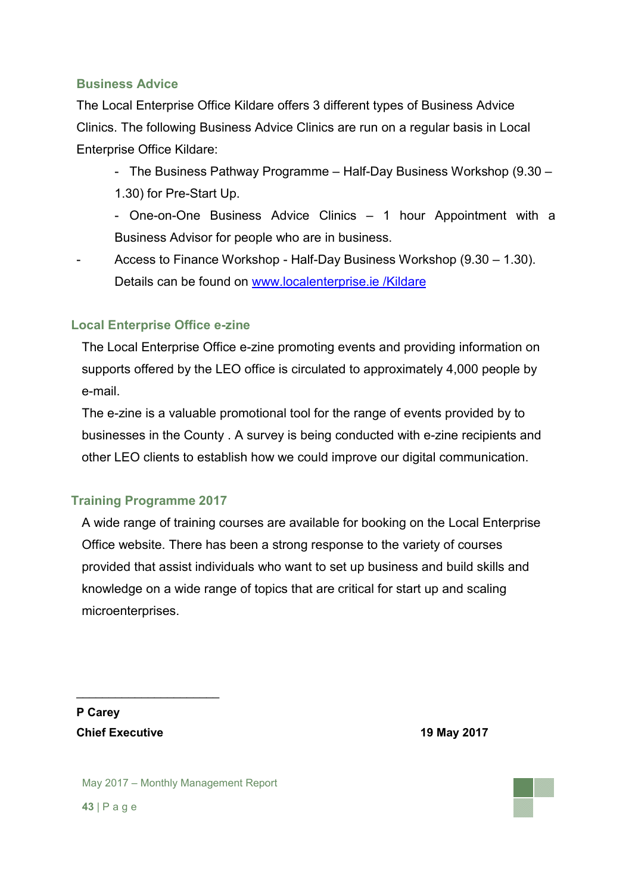### Business Advice

The Local Enterprise Office Kildare offers 3 different types of Business Advice Clinics. The following Business Advice Clinics are run on a regular basis in Local Enterprise Office Kildare:

- The Business Pathway Programme – Half-Day Business Workshop (9.30 – 1.30) for Pre-Start Up.
- One-on-One Business Advice Clinics – 1 hour Appointment with a Business Advisor for people who are in business.
- Access to Finance Workshop - Half-Day Business Workshop (9.30 – 1.30). Details can be found on [www.localenterprise.ie /Kildare](www.localenterprise.ie/Kildare)

### Local Enterprise Office e-zine

The Local Enterprise Office e-zine promoting events and providing information on supports offered by the LEO office is circulated to approximately 4,000 people by e-mail.

The e-zine is a valuable promotional tool for the range of events provided by to businesses in the County . A survey is being conducted with e-zine recipients and other LEO clients to establish how we could improve our digital communication.

### Training Programme 2017

A wide range of training courses are available for booking on the Local Enterprise Office website. There has been a strong response to the variety of courses provided that assist individuals who want to set up business and build skills and knowledge on a wide range of topics that are critical for start up and scaling microenterprises.

_____________________

**P Carey**

**Chief Executive** **19 May 2017**